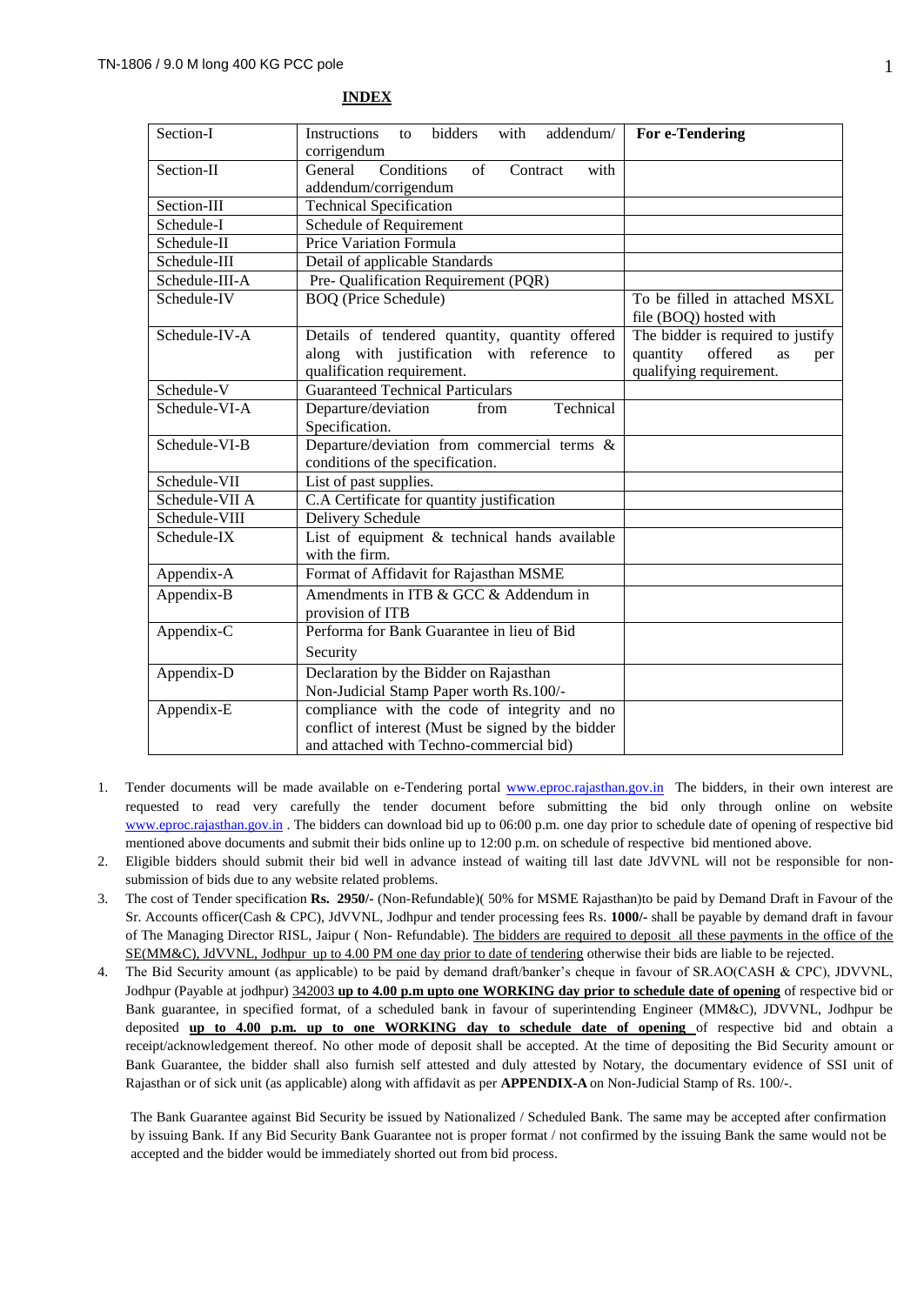## INDEX

| Section-I | Instructions to bidders with addendum/ corrigendum | **For e-Tendering** |
|---|---|---|
| Section-II | General Conditions of Contract with addendum/corrigendum | |
| Section-III | Technical Specification | |
| Schedule-I | Schedule of Requirement | |
| Schedule-II | Price Variation Formula | |
| Schedule-III | Detail of applicable Standards | |
| Schedule-III-A | Pre- Qualification Requirement (PQR) | |
| Schedule-IV | BOQ (Price Schedule) | To be filled in attached MSXL file (BOQ) hosted with |
| Schedule-IV-A | Details of tendered quantity, quantity offered along with justification with reference to qualification requirement. | The bidder is required to justify quantity offered as per qualifying requirement. |
| Schedule-V | Guaranteed Technical Particulars | |
| Schedule-VI-A | Departure/deviation from Technical Specification. | |
| Schedule-VI-B | Departure/deviation from commercial terms & conditions of the specification. | |
| Schedule-VII | List of past supplies. | |
| Schedule-VII A | C.A Certificate for quantity justification | |
| Schedule-VIII | Delivery Schedule | |
| Schedule-IX | List of equipment & technical hands available with the firm. | |
| Appendix-A | Format of Affidavit for Rajasthan MSME | |
| Appendix-B | Amendments in ITB & GCC & Addendum in provision of ITB | |
| Appendix-C | Performa for Bank Guarantee in lieu of Bid Security | |
| Appendix-D | Declaration by the Bidder on Rajasthan Non-Judicial Stamp Paper worth Rs.100/- | |
| Appendix-E | compliance with the code of integrity and no conflict of interest (Must be signed by the bidder and attached with Techno-commercial bid) | |

1. Tender documents will be made available on e-Tendering portal www.eproc.rajasthan.gov.in The bidders, in their own interest are requested to read very carefully the tender document before submitting the bid only through online on website www.eproc.rajasthan.gov.in . The bidders can download bid up to 06:00 p.m. one day prior to schedule date of opening of respective bid mentioned above documents and submit their bids online up to 12:00 p.m. on schedule of respective bid mentioned above.
2. Eligible bidders should submit their bid well in advance instead of waiting till last date JdVVNL will not be responsible for non-submission of bids due to any website related problems.
3. The cost of Tender specification **Rs. 2950/-** (Non-Refundable)( 50% for MSME Rajasthan)to be paid by Demand Draft in Favour of the Sr. Accounts officer(Cash & CPC), JdVVNL, Jodhpur and tender processing fees Rs. **1000/-** shall be payable by demand draft in favour of The Managing Director RISL, Jaipur ( Non- Refundable). The bidders are required to deposit all these payments in the office of the SE(MM&C), JdVVNL, Jodhpur up to 4.00 PM one day prior to date of tendering otherwise their bids are liable to be rejected.
4. The Bid Security amount (as applicable) to be paid by demand draft/banker's cheque in favour of SR.AO(CASH & CPC), JDVVNL, Jodhpur (Payable at jodhpur) 342003 **up to 4.00 p.m upto one WORKING day prior to schedule date of opening** of respective bid or Bank guarantee, in specified format, of a scheduled bank in favour of superintending Engineer (MM&C), JDVVNL, Jodhpur be deposited **up to 4.00 p.m. up to one WORKING day to schedule date of opening** of respective bid and obtain a receipt/acknowledgement thereof. No other mode of deposit shall be accepted. At the time of depositing the Bid Security amount or Bank Guarantee, the bidder shall also furnish self attested and duly attested by Notary, the documentary evidence of SSI unit of Rajasthan or of sick unit (as applicable) along with affidavit as per **APPENDIX-A** on Non-Judicial Stamp of Rs. 100/-.

   The Bank Guarantee against Bid Security be issued by Nationalized / Scheduled Bank. The same may be accepted after confirmation by issuing Bank. If any Bid Security Bank Guarantee not is proper format / not confirmed by the issuing Bank the same would not be accepted and the bidder would be immediately shorted out from bid process.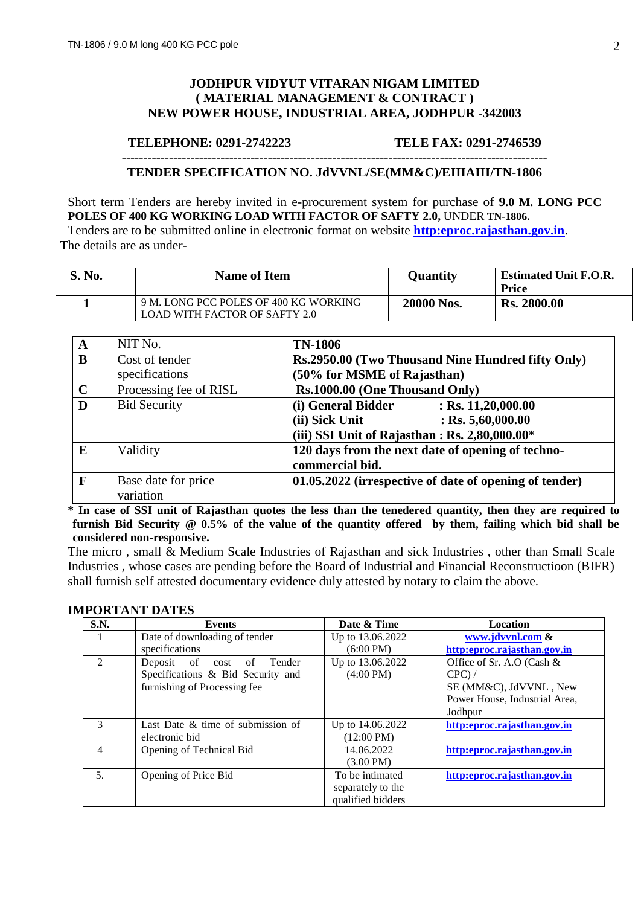**JODHPUR VIDYUT VITARAN NIGAM LIMITED**
**( MATERIAL MANAGEMENT & CONTRACT )**
**NEW POWER HOUSE, INDUSTRIAL AREA, JODHPUR -342003**

**TELEPHONE: 0291-2742223** **TELE FAX: 0291-2746539**

---

**TENDER SPECIFICATION NO. JdVVNL/SE(MM&C)/EIIIAIII/TN-1806**

Short term Tenders are hereby invited in e-procurement system for purchase of **9.0 M. LONG PCC POLES OF 400 KG WORKING LOAD WITH FACTOR OF SAFTY 2.0,** UNDER **TN-1806.**
Tenders are to be submitted online in electronic format on website **http:eproc.rajasthan.gov.in**.
The details are as under-

| S. No. | Name of Item | Quantity | Estimated Unit F.O.R. Price |
|---|---|---|---|
| 1 | 9 M. LONG PCC POLES OF 400 KG WORKING LOAD WITH FACTOR OF SAFTY 2.0 | 20000 Nos. | Rs. 2800.00 |

| | | |
|---|---|---|
| **A** | NIT No. | **TN-1806** |
| **B** | Cost of tender specifications | **Rs.2950.00 (Two Thousand Nine Hundred fifty Only) (50% for MSME of Rajasthan)** |
| **C** | Processing fee of RISL | **Rs.1000.00 (One Thousand Only)** |
| **D** | Bid Security | **(i) General Bidder : Rs. 11,20,000.00**<br>**(ii) Sick Unit : Rs. 5,60,000.00**<br>**(iii) SSI Unit of Rajasthan : Rs. 2,80,000.00*** |
| **E** | Validity | **120 days from the next date of opening of techno-commercial bid.** |
| **F** | Base date for price variation | **01.05.2022 (irrespective of date of opening of tender)** |

**\* In case of SSI unit of Rajasthan quotes the less than the tenedered quantity, then they are required to furnish Bid Security @ 0.5% of the value of the quantity offered by them, failing which bid shall be considered non-responsive.**

The micro , small & Medium Scale Industries of Rajasthan and sick Industries , other than Small Scale Industries , whose cases are pending before the Board of Industrial and Financial Reconstructioon (BIFR) shall furnish self attested documentary evidence duly attested by notary to claim the above.

**IMPORTANT DATES**

| S.N. | Events | Date & Time | Location |
|---|---|---|---|
| 1 | Date of downloading of tender specifications | Up to 13.06.2022 (6:00 PM) | **www.jdvvnl.com & http:eproc.rajasthan.gov.in** |
| 2 | Deposit of cost of Tender Specifications & Bid Security and furnishing of Processing fee | Up to 13.06.2022 (4:00 PM) | Office of Sr. A.O (Cash & CPC) / SE (MM&C), JdVVNL , New Power House, Industrial Area, Jodhpur |
| 3 | Last Date & time of submission of electronic bid | Up to 14.06.2022 (12:00 PM) | **http:eproc.rajasthan.gov.in** |
| 4 | Opening of Technical Bid | 14.06.2022 (3.00 PM) | **http:eproc.rajasthan.gov.in** |
| 5. | Opening of Price Bid | To be intimated separately to the qualified bidders | **http:eproc.rajasthan.gov.in** |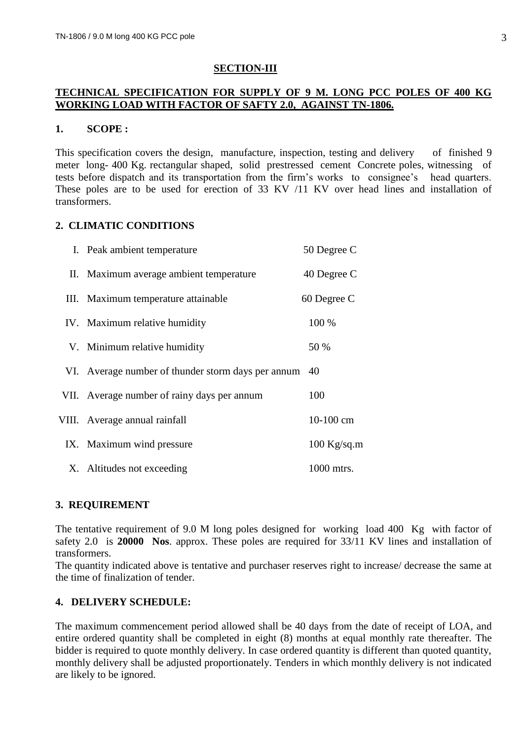## SECTION-III

**TECHNICAL SPECIFICATION FOR SUPPLY OF 9 M. LONG PCC POLES OF 400 KG WORKING LOAD WITH FACTOR OF SAFTY 2.0, AGAINST TN-1806.**

### 1. SCOPE :

This specification covers the design, manufacture, inspection, testing and delivery of finished 9 meter long- 400 Kg. rectangular shaped, solid prestressed cement Concrete poles, witnessing of tests before dispatch and its transportation from the firm's works to consignee's head quarters. These poles are to be used for erection of 33 KV /11 KV over head lines and installation of transformers.

### 2. CLIMATIC CONDITIONS

| | | |
|---|---|---|
| I. | Peak ambient temperature | 50 Degree C |
| II. | Maximum average ambient temperature | 40 Degree C |
| III. | Maximum temperature attainable | 60 Degree C |
| IV. | Maximum relative humidity | 100 % |
| V. | Minimum relative humidity | 50 % |
| VI. | Average number of thunder storm days per annum | 40 |
| VII. | Average number of rainy days per annum | 100 |
| VIII. | Average annual rainfall | 10-100 cm |
| IX. | Maximum wind pressure | 100 Kg/sq.m |
| X. | Altitudes not exceeding | 1000 mtrs. |

### 3. REQUIREMENT

The tentative requirement of 9.0 M long poles designed for working load 400 Kg with factor of safety 2.0 is **20000 Nos**. approx. These poles are required for 33/11 KV lines and installation of transformers.

The quantity indicated above is tentative and purchaser reserves right to increase/ decrease the same at the time of finalization of tender.

### 4. DELIVERY SCHEDULE:

The maximum commencement period allowed shall be 40 days from the date of receipt of LOA, and entire ordered quantity shall be completed in eight (8) months at equal monthly rate thereafter. The bidder is required to quote monthly delivery. In case ordered quantity is different than quoted quantity, monthly delivery shall be adjusted proportionately. Tenders in which monthly delivery is not indicated are likely to be ignored.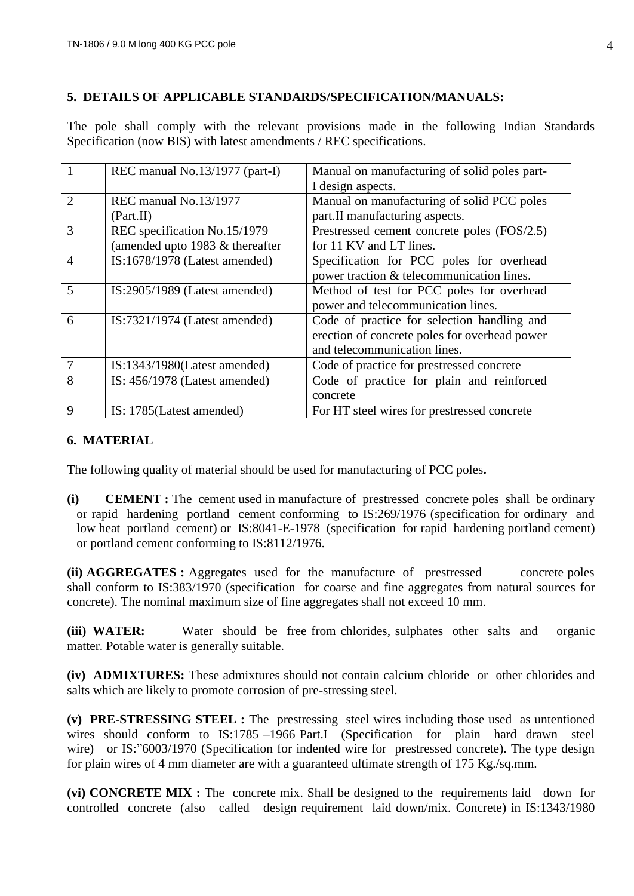## 5. DETAILS OF APPLICABLE STANDARDS/SPECIFICATION/MANUALS:

The pole shall comply with the relevant provisions made in the following Indian Standards Specification (now BIS) with latest amendments / REC specifications.

| | | |
|---|---|---|
| 1 | REC manual No.13/1977 (part-I) | Manual on manufacturing of solid poles part-I design aspects. |
| 2 | REC manual No.13/1977 (Part.II) | Manual on manufacturing of solid PCC poles part.II manufacturing aspects. |
| 3 | REC specification No.15/1979 (amended upto 1983 & thereafter | Prestressed cement concrete poles (FOS/2.5) for 11 KV and LT lines. |
| 4 | IS:1678/1978 (Latest amended) | Specification for PCC poles for overhead power traction & telecommunication lines. |
| 5 | IS:2905/1989 (Latest amended) | Method of test for PCC poles for overhead power and telecommunication lines. |
| 6 | IS:7321/1974 (Latest amended) | Code of practice for selection handling and erection of concrete poles for overhead power and telecommunication lines. |
| 7 | IS:1343/1980(Latest amended) | Code of practice for prestressed concrete |
| 8 | IS: 456/1978 (Latest amended) | Code of practice for plain and reinforced concrete |
| 9 | IS: 1785(Latest amended) | For HT steel wires for prestressed concrete |

## 6. MATERIAL

The following quality of material should be used for manufacturing of PCC poles**.**

**(i) CEMENT :** The cement used in manufacture of prestressed concrete poles shall be ordinary or rapid hardening portland cement conforming to IS:269/1976 (specification for ordinary and low heat portland cement) or IS:8041-E-1978 (specification for rapid hardening portland cement) or portland cement conforming to IS:8112/1976.

**(ii) AGGREGATES :** Aggregates used for the manufacture of prestressed concrete poles shall conform to IS:383/1970 (specification for coarse and fine aggregates from natural sources for concrete). The nominal maximum size of fine aggregates shall not exceed 10 mm.

**(iii) WATER:** Water should be free from chlorides, sulphates other salts and organic matter. Potable water is generally suitable.

**(iv) ADMIXTURES:** These admixtures should not contain calcium chloride or other chlorides and salts which are likely to promote corrosion of pre-stressing steel.

**(v) PRE-STRESSING STEEL :** The prestressing steel wires including those used as untentioned wires should conform to IS:1785 –1966 Part.I (Specification for plain hard drawn steel wire) or IS:"6003/1970 (Specification for indented wire for prestressed concrete). The type design for plain wires of 4 mm diameter are with a guaranteed ultimate strength of 175 Kg./sq.mm.

**(vi) CONCRETE MIX :** The concrete mix. Shall be designed to the requirements laid down for controlled concrete (also called design requirement laid down/mix. Concrete) in IS:1343/1980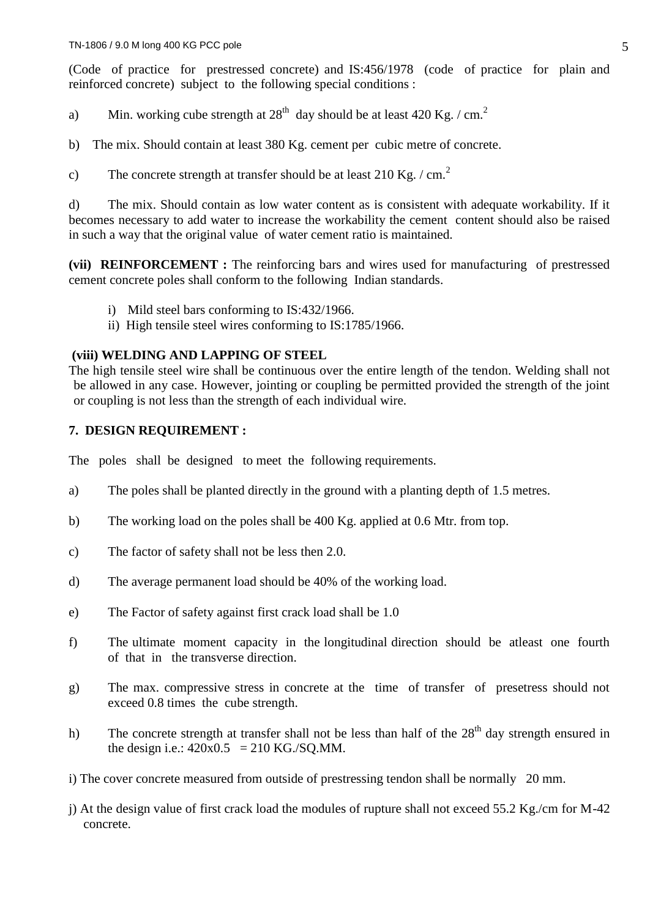(Code of practice for prestressed concrete) and IS:456/1978 (code of practice for plain and reinforced concrete) subject to the following special conditions :

a) Min. working cube strength at $28^{th}$ day should be at least 420 Kg. / $cm.^2$

b) The mix. Should contain at least 380 Kg. cement per cubic metre of concrete.

c) The concrete strength at transfer should be at least 210 Kg. / $cm.^2$

d) The mix. Should contain as low water content as is consistent with adequate workability. If it becomes necessary to add water to increase the workability the cement content should also be raised in such a way that the original value of water cement ratio is maintained.

**(vii) REINFORCEMENT :** The reinforcing bars and wires used for manufacturing of prestressed cement concrete poles shall conform to the following Indian standards.

i) Mild steel bars conforming to IS:432/1966.
ii) High tensile steel wires conforming to IS:1785/1966.

**(viii) WELDING AND LAPPING OF STEEL**

The high tensile steel wire shall be continuous over the entire length of the tendon. Welding shall not be allowed in any case. However, jointing or coupling be permitted provided the strength of the joint or coupling is not less than the strength of each individual wire.

## 7. DESIGN REQUIREMENT :

The poles shall be designed to meet the following requirements.

a) The poles shall be planted directly in the ground with a planting depth of 1.5 metres.

b) The working load on the poles shall be 400 Kg. applied at 0.6 Mtr. from top.

c) The factor of safety shall not be less then 2.0.

d) The average permanent load should be 40% of the working load.

e) The Factor of safety against first crack load shall be 1.0

f) The ultimate moment capacity in the longitudinal direction should be atleast one fourth of that in the transverse direction.

g) The max. compressive stress in concrete at the time of transfer of presetress should not exceed 0.8 times the cube strength.

h) The concrete strength at transfer shall not be less than half of the $28^{th}$ day strength ensured in the design i.e.: 420x0.5 = 210 KG./SQ.MM.

i) The cover concrete measured from outside of prestressing tendon shall be normally 20 mm.

j) At the design value of first crack load the modules of rupture shall not exceed 55.2 Kg./cm for M-42 concrete.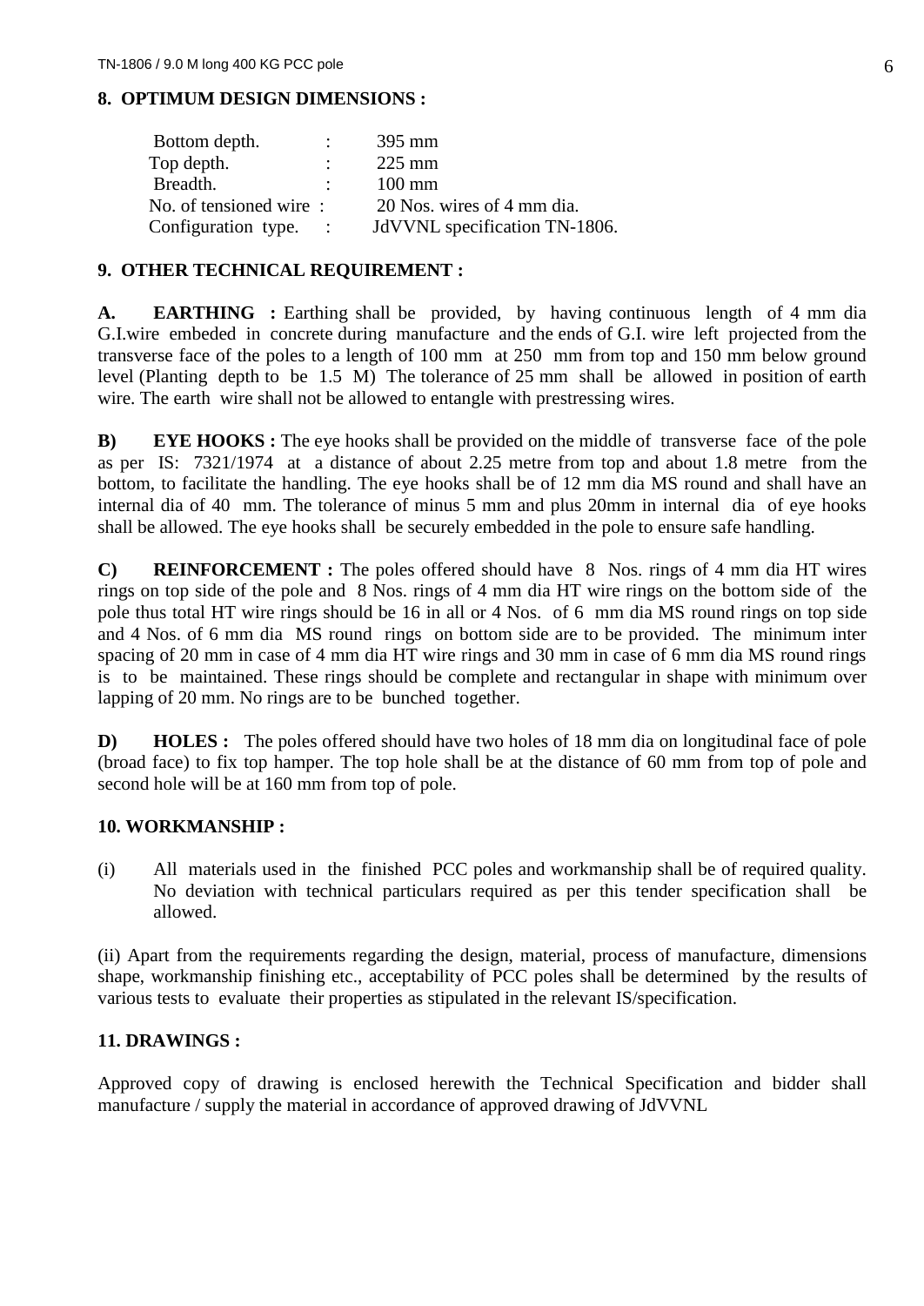## 8. OPTIMUM DESIGN DIMENSIONS :

| | | |
|---|---|---|
| Bottom depth. | : | 395 mm |
| Top depth. | : | 225 mm |
| Breadth. | : | 100 mm |
| No. of tensioned wire | : | 20 Nos. wires of 4 mm dia. |
| Configuration type. | : | JdVVNL specification TN-1806. |

## 9. OTHER TECHNICAL REQUIREMENT :

**A. EARTHING :** Earthing shall be provided, by having continuous length of 4 mm dia G.I.wire embeded in concrete during manufacture and the ends of G.I. wire left projected from the transverse face of the poles to a length of 100 mm at 250 mm from top and 150 mm below ground level (Planting depth to be 1.5 M) The tolerance of 25 mm shall be allowed in position of earth wire. The earth wire shall not be allowed to entangle with prestressing wires.

**B) EYE HOOKS :** The eye hooks shall be provided on the middle of transverse face of the pole as per IS: 7321/1974 at a distance of about 2.25 metre from top and about 1.8 metre from the bottom, to facilitate the handling. The eye hooks shall be of 12 mm dia MS round and shall have an internal dia of 40 mm. The tolerance of minus 5 mm and plus 20mm in internal dia of eye hooks shall be allowed. The eye hooks shall be securely embedded in the pole to ensure safe handling.

**C) REINFORCEMENT :** The poles offered should have 8 Nos. rings of 4 mm dia HT wires rings on top side of the pole and 8 Nos. rings of 4 mm dia HT wire rings on the bottom side of the pole thus total HT wire rings should be 16 in all or 4 Nos. of 6 mm dia MS round rings on top side and 4 Nos. of 6 mm dia MS round rings on bottom side are to be provided. The minimum inter spacing of 20 mm in case of 4 mm dia HT wire rings and 30 mm in case of 6 mm dia MS round rings is to be maintained. These rings should be complete and rectangular in shape with minimum over lapping of 20 mm. No rings are to be bunched together.

**D) HOLES :** The poles offered should have two holes of 18 mm dia on longitudinal face of pole (broad face) to fix top hamper. The top hole shall be at the distance of 60 mm from top of pole and second hole will be at 160 mm from top of pole.

## 10. WORKMANSHIP :

(i) All materials used in the finished PCC poles and workmanship shall be of required quality. No deviation with technical particulars required as per this tender specification shall be allowed.

(ii) Apart from the requirements regarding the design, material, process of manufacture, dimensions shape, workmanship finishing etc., acceptability of PCC poles shall be determined by the results of various tests to evaluate their properties as stipulated in the relevant IS/specification.

## 11. DRAWINGS :

Approved copy of drawing is enclosed herewith the Technical Specification and bidder shall manufacture / supply the material in accordance of approved drawing of JdVVNL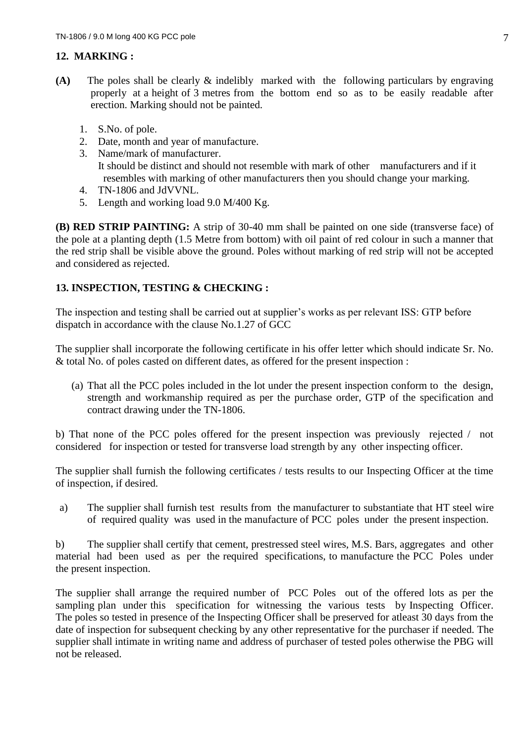## 12. MARKING :

**(A)** The poles shall be clearly & indelibly marked with the following particulars by engraving properly at a height of 3 metres from the bottom end so as to be easily readable after erection. Marking should not be painted.

1. S.No. of pole.
2. Date, month and year of manufacture.
3. Name/mark of manufacturer.
   It should be distinct and should not resemble with mark of other manufacturers and if it resembles with marking of other manufacturers then you should change your marking.
4. TN-1806 and JdVVNL.
5. Length and working load 9.0 M/400 Kg.

**(B) RED STRIP PAINTING:** A strip of 30-40 mm shall be painted on one side (transverse face) of the pole at a planting depth (1.5 Metre from bottom) with oil paint of red colour in such a manner that the red strip shall be visible above the ground. Poles without marking of red strip will not be accepted and considered as rejected.

## 13. INSPECTION, TESTING & CHECKING :

The inspection and testing shall be carried out at supplier's works as per relevant ISS: GTP before dispatch in accordance with the clause No.1.27 of GCC

The supplier shall incorporate the following certificate in his offer letter which should indicate Sr. No. & total No. of poles casted on different dates, as offered for the present inspection :

(a) That all the PCC poles included in the lot under the present inspection conform to the design, strength and workmanship required as per the purchase order, GTP of the specification and contract drawing under the TN-1806.

b) That none of the PCC poles offered for the present inspection was previously rejected / not considered for inspection or tested for transverse load strength by any other inspecting officer.

The supplier shall furnish the following certificates / tests results to our Inspecting Officer at the time of inspection, if desired.

a) The supplier shall furnish test results from the manufacturer to substantiate that HT steel wire of required quality was used in the manufacture of PCC poles under the present inspection.

b) The supplier shall certify that cement, prestressed steel wires, M.S. Bars, aggregates and other material had been used as per the required specifications, to manufacture the PCC Poles under the present inspection.

The supplier shall arrange the required number of PCC Poles out of the offered lots as per the sampling plan under this specification for witnessing the various tests by Inspecting Officer. The poles so tested in presence of the Inspecting Officer shall be preserved for atleast 30 days from the date of inspection for subsequent checking by any other representative for the purchaser if needed. The supplier shall intimate in writing name and address of purchaser of tested poles otherwise the PBG will not be released.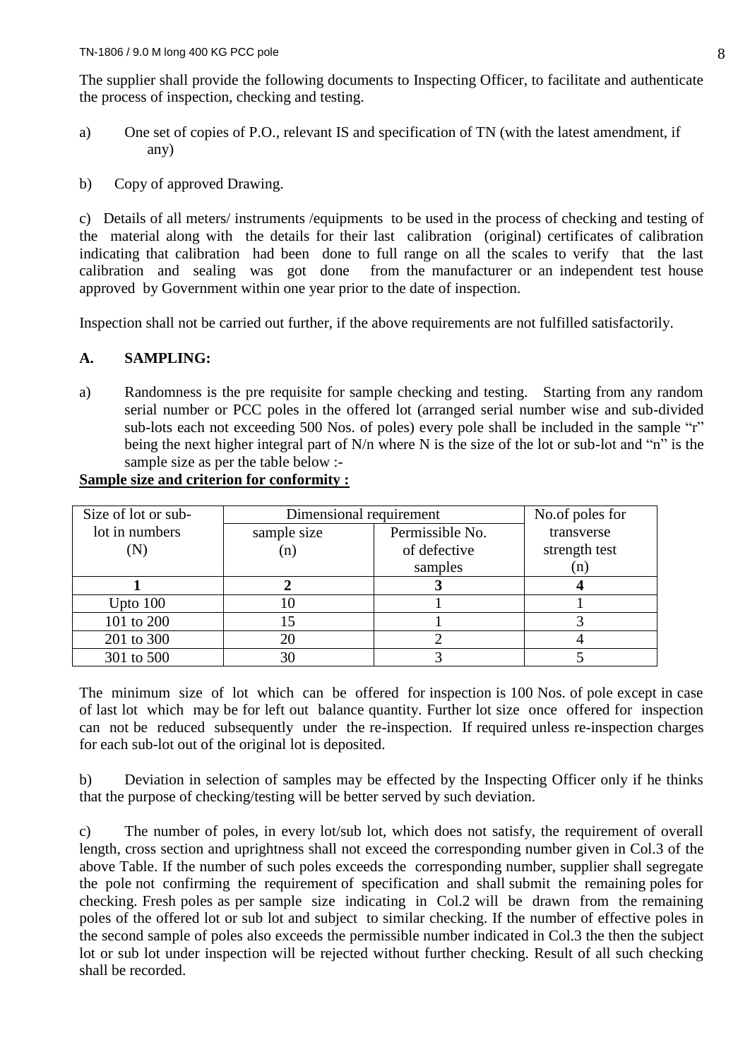The supplier shall provide the following documents to Inspecting Officer, to facilitate and authenticate the process of inspection, checking and testing.

a) One set of copies of P.O., relevant IS and specification of TN (with the latest amendment, if any)

b) Copy of approved Drawing.

c) Details of all meters/ instruments /equipments to be used in the process of checking and testing of the material along with the details for their last calibration (original) certificates of calibration indicating that calibration had been done to full range on all the scales to verify that the last calibration and sealing was got done from the manufacturer or an independent test house approved by Government within one year prior to the date of inspection.

Inspection shall not be carried out further, if the above requirements are not fulfilled satisfactorily.

### A. SAMPLING:

a) Randomness is the pre requisite for sample checking and testing. Starting from any random serial number or PCC poles in the offered lot (arranged serial number wise and sub-divided sub-lots each not exceeding 500 Nos. of poles) every pole shall be included in the sample "r" being the next higher integral part of N/n where N is the size of the lot or sub-lot and "n" is the sample size as per the table below :-

**Sample size and criterion for conformity :**

| Size of lot or sub-lot in numbers (N) | Dimensional requirement | | No.of poles for transverse strength test (n) |
|---|---|---|---|
| | sample size (n) | Permissible No. of defective samples | |
| **1** | **2** | **3** | **4** |
| Upto 100 | 10 | 1 | 1 |
| 101 to 200 | 15 | 1 | 3 |
| 201 to 300 | 20 | 2 | 4 |
| 301 to 500 | 30 | 3 | 5 |

The minimum size of lot which can be offered for inspection is 100 Nos. of pole except in case of last lot which may be for left out balance quantity. Further lot size once offered for inspection can not be reduced subsequently under the re-inspection. If required unless re-inspection charges for each sub-lot out of the original lot is deposited.

b) Deviation in selection of samples may be effected by the Inspecting Officer only if he thinks that the purpose of checking/testing will be better served by such deviation.

c) The number of poles, in every lot/sub lot, which does not satisfy, the requirement of overall length, cross section and uprightness shall not exceed the corresponding number given in Col.3 of the above Table. If the number of such poles exceeds the corresponding number, supplier shall segregate the pole not confirming the requirement of specification and shall submit the remaining poles for checking. Fresh poles as per sample size indicating in Col.2 will be drawn from the remaining poles of the offered lot or sub lot and subject to similar checking. If the number of effective poles in the second sample of poles also exceeds the permissible number indicated in Col.3 the then the subject lot or sub lot under inspection will be rejected without further checking. Result of all such checking shall be recorded.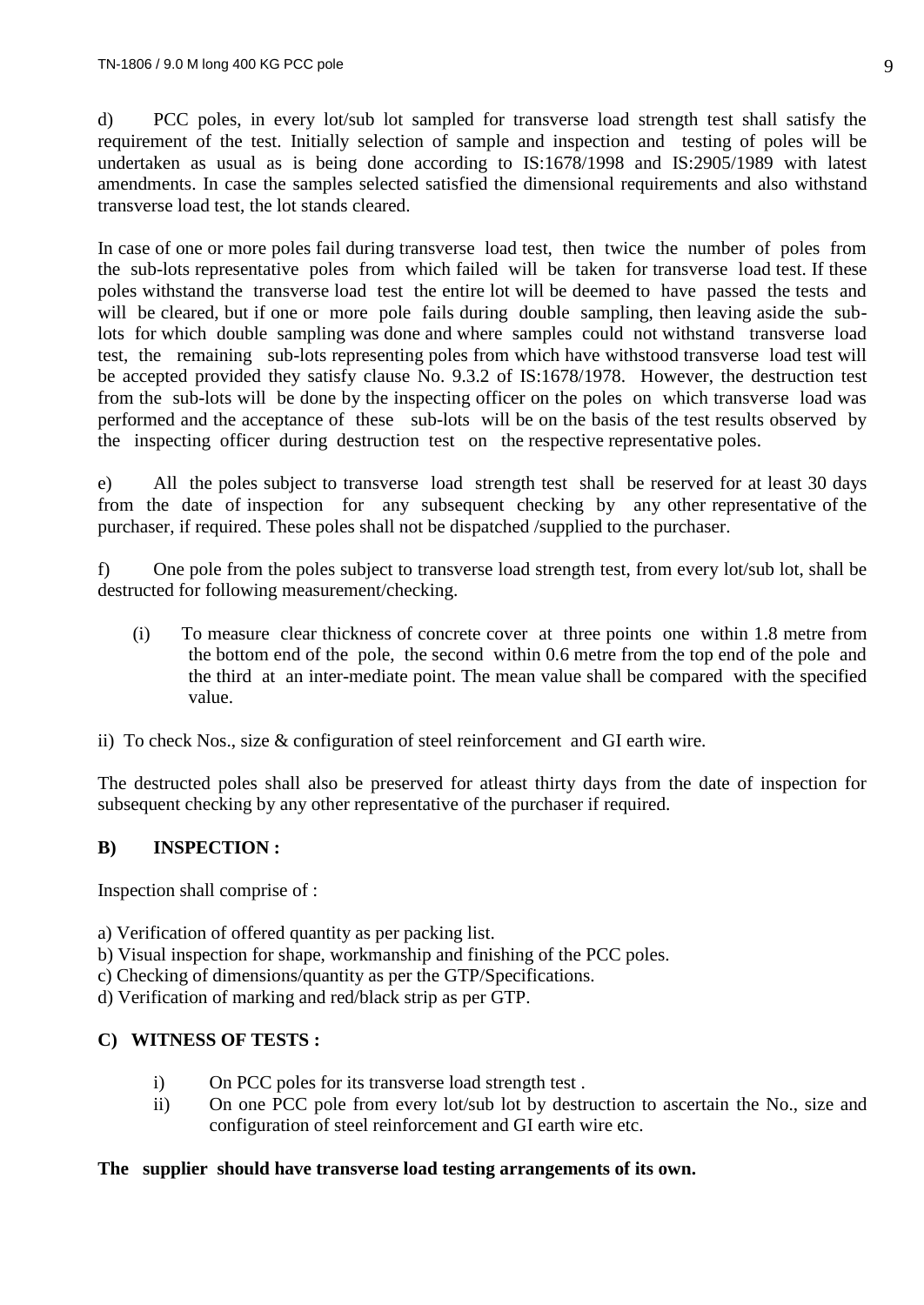d) PCC poles, in every lot/sub lot sampled for transverse load strength test shall satisfy the requirement of the test. Initially selection of sample and inspection and testing of poles will be undertaken as usual as is being done according to IS:1678/1998 and IS:2905/1989 with latest amendments. In case the samples selected satisfied the dimensional requirements and also withstand transverse load test, the lot stands cleared.

In case of one or more poles fail during transverse load test, then twice the number of poles from the sub-lots representative poles from which failed will be taken for transverse load test. If these poles withstand the transverse load test the entire lot will be deemed to have passed the tests and will be cleared, but if one or more pole fails during double sampling, then leaving aside the sub-lots for which double sampling was done and where samples could not withstand transverse load test, the remaining sub-lots representing poles from which have withstood transverse load test will be accepted provided they satisfy clause No. 9.3.2 of IS:1678/1978. However, the destruction test from the sub-lots will be done by the inspecting officer on the poles on which transverse load was performed and the acceptance of these sub-lots will be on the basis of the test results observed by the inspecting officer during destruction test on the respective representative poles.

e) All the poles subject to transverse load strength test shall be reserved for at least 30 days from the date of inspection for any subsequent checking by any other representative of the purchaser, if required. These poles shall not be dispatched /supplied to the purchaser.

f) One pole from the poles subject to transverse load strength test, from every lot/sub lot, shall be destructed for following measurement/checking.

(i) To measure clear thickness of concrete cover at three points one within 1.8 metre from the bottom end of the pole, the second within 0.6 metre from the top end of the pole and the third at an inter-mediate point. The mean value shall be compared with the specified value.

ii) To check Nos., size & configuration of steel reinforcement and GI earth wire.

The destructed poles shall also be preserved for atleast thirty days from the date of inspection for subsequent checking by any other representative of the purchaser if required.

**B) INSPECTION :**

Inspection shall comprise of :

a) Verification of offered quantity as per packing list.
b) Visual inspection for shape, workmanship and finishing of the PCC poles.
c) Checking of dimensions/quantity as per the GTP/Specifications.
d) Verification of marking and red/black strip as per GTP.

**C) WITNESS OF TESTS :**

i) On PCC poles for its transverse load strength test .
ii) On one PCC pole from every lot/sub lot by destruction to ascertain the No., size and configuration of steel reinforcement and GI earth wire etc.

**The supplier should have transverse load testing arrangements of its own.**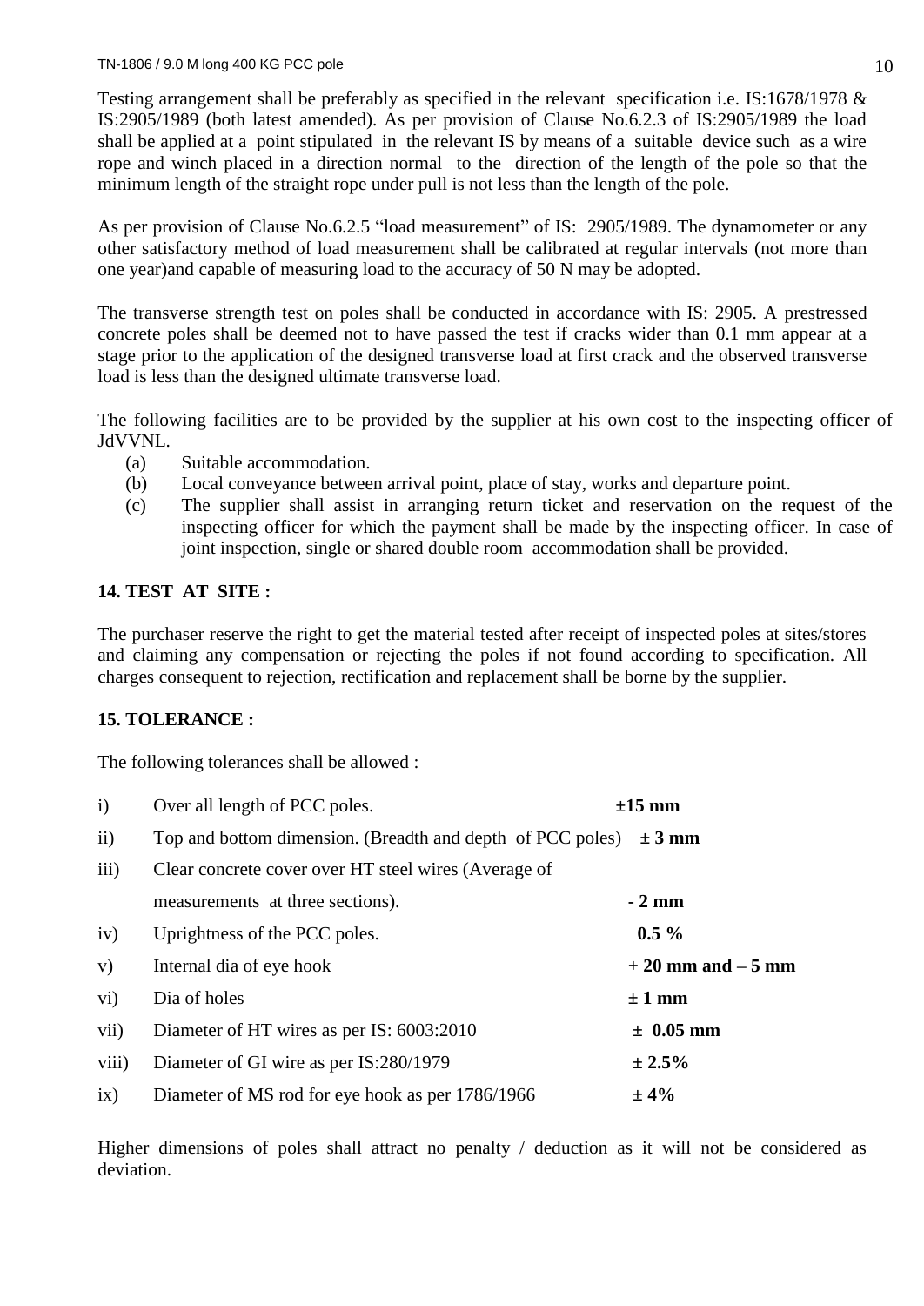Testing arrangement shall be preferably as specified in the relevant specification i.e. IS:1678/1978 & IS:2905/1989 (both latest amended). As per provision of Clause No.6.2.3 of IS:2905/1989 the load shall be applied at a point stipulated in the relevant IS by means of a suitable device such as a wire rope and winch placed in a direction normal to the direction of the length of the pole so that the minimum length of the straight rope under pull is not less than the length of the pole.

As per provision of Clause No.6.2.5 "load measurement" of IS: 2905/1989. The dynamometer or any other satisfactory method of load measurement shall be calibrated at regular intervals (not more than one year)and capable of measuring load to the accuracy of 50 N may be adopted.

The transverse strength test on poles shall be conducted in accordance with IS: 2905. A prestressed concrete poles shall be deemed not to have passed the test if cracks wider than 0.1 mm appear at a stage prior to the application of the designed transverse load at first crack and the observed transverse load is less than the designed ultimate transverse load.

The following facilities are to be provided by the supplier at his own cost to the inspecting officer of JdVVNL.

- (a) Suitable accommodation.
- (b) Local conveyance between arrival point, place of stay, works and departure point.
- (c) The supplier shall assist in arranging return ticket and reservation on the request of the inspecting officer for which the payment shall be made by the inspecting officer. In case of joint inspection, single or shared double room accommodation shall be provided.

**14. TEST AT SITE :**

The purchaser reserve the right to get the material tested after receipt of inspected poles at sites/stores and claiming any compensation or rejecting the poles if not found according to specification. All charges consequent to rejection, rectification and replacement shall be borne by the supplier.

**15. TOLERANCE :**

The following tolerances shall be allowed :

| | | |
|---|---|---|
| i) | Over all length of PCC poles. | **±15 mm** |
| ii) | Top and bottom dimension. (Breadth and depth of PCC poles) | **± 3 mm** |
| iii) | Clear concrete cover over HT steel wires (Average of measurements at three sections). | **- 2 mm** |
| iv) | Uprightness of the PCC poles. | **0.5 %** |
| v) | Internal dia of eye hook | **+ 20 mm and – 5 mm** |
| vi) | Dia of holes | **± 1 mm** |
| vii) | Diameter of HT wires as per IS: 6003:2010 | **± 0.05 mm** |
| viii) | Diameter of GI wire as per IS:280/1979 | **± 2.5%** |
| ix) | Diameter of MS rod for eye hook as per 1786/1966 | **± 4%** |

Higher dimensions of poles shall attract no penalty / deduction as it will not be considered as deviation.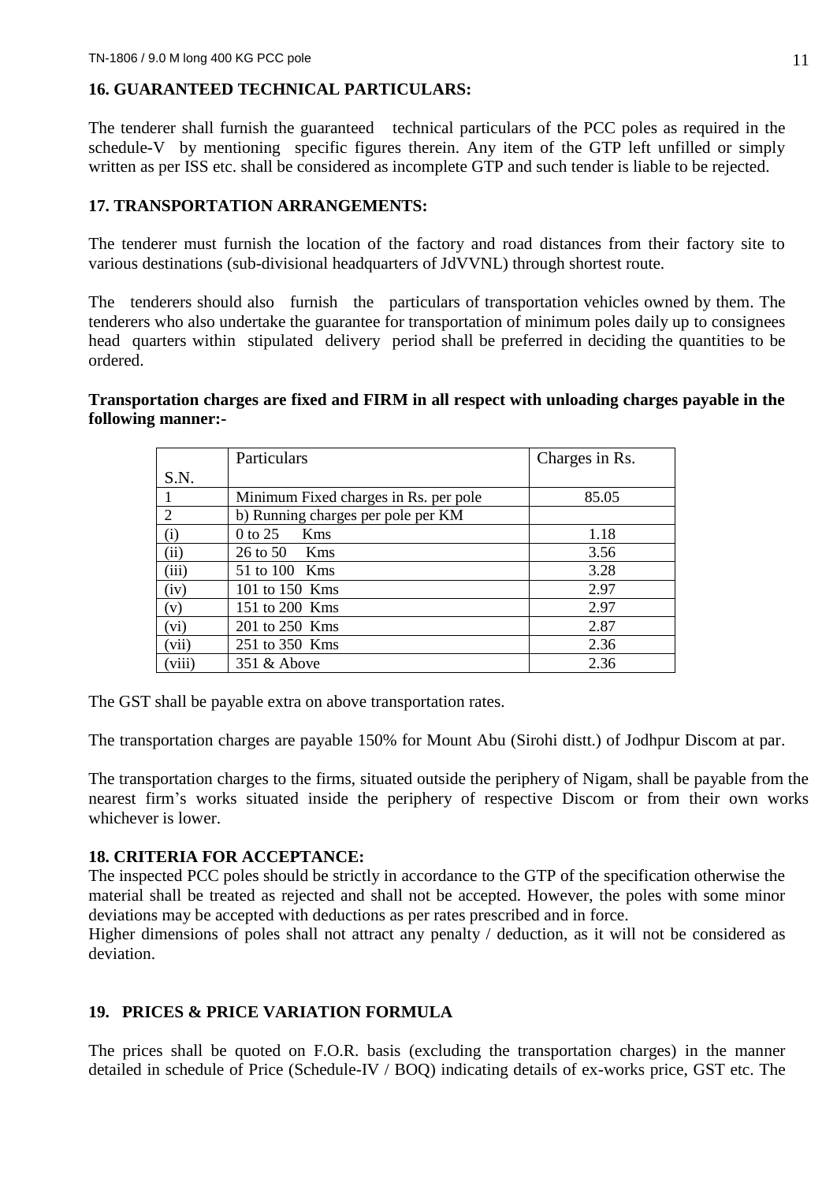## 16. GUARANTEED TECHNICAL PARTICULARS:

The tenderer shall furnish the guaranteed technical particulars of the PCC poles as required in the schedule-V by mentioning specific figures therein. Any item of the GTP left unfilled or simply written as per ISS etc. shall be considered as incomplete GTP and such tender is liable to be rejected.

## 17. TRANSPORTATION ARRANGEMENTS:

The tenderer must furnish the location of the factory and road distances from their factory site to various destinations (sub-divisional headquarters of JdVVNL) through shortest route.

The tenderers should also furnish the particulars of transportation vehicles owned by them. The tenderers who also undertake the guarantee for transportation of minimum poles daily up to consignees head quarters within stipulated delivery period shall be preferred in deciding the quantities to be ordered.

**Transportation charges are fixed and FIRM in all respect with unloading charges payable in the following manner:-**

| S.N. | Particulars | Charges in Rs. |
|---|---|---|
| 1 | Minimum Fixed charges in Rs. per pole | 85.05 |
| 2 | b) Running charges per pole per KM | |
| (i) | 0 to 25 Kms | 1.18 |
| (ii) | 26 to 50 Kms | 3.56 |
| (iii) | 51 to 100 Kms | 3.28 |
| (iv) | 101 to 150 Kms | 2.97 |
| (v) | 151 to 200 Kms | 2.97 |
| (vi) | 201 to 250 Kms | 2.87 |
| (vii) | 251 to 350 Kms | 2.36 |
| (viii) | 351 & Above | 2.36 |

The GST shall be payable extra on above transportation rates.

The transportation charges are payable 150% for Mount Abu (Sirohi distt.) of Jodhpur Discom at par.

The transportation charges to the firms, situated outside the periphery of Nigam, shall be payable from the nearest firm's works situated inside the periphery of respective Discom or from their own works whichever is lower.

## 18. CRITERIA FOR ACCEPTANCE:

The inspected PCC poles should be strictly in accordance to the GTP of the specification otherwise the material shall be treated as rejected and shall not be accepted. However, the poles with some minor deviations may be accepted with deductions as per rates prescribed and in force.

Higher dimensions of poles shall not attract any penalty / deduction, as it will not be considered as deviation.

## 19. PRICES & PRICE VARIATION FORMULA

The prices shall be quoted on F.O.R. basis (excluding the transportation charges) in the manner detailed in schedule of Price (Schedule-IV / BOQ) indicating details of ex-works price, GST etc. The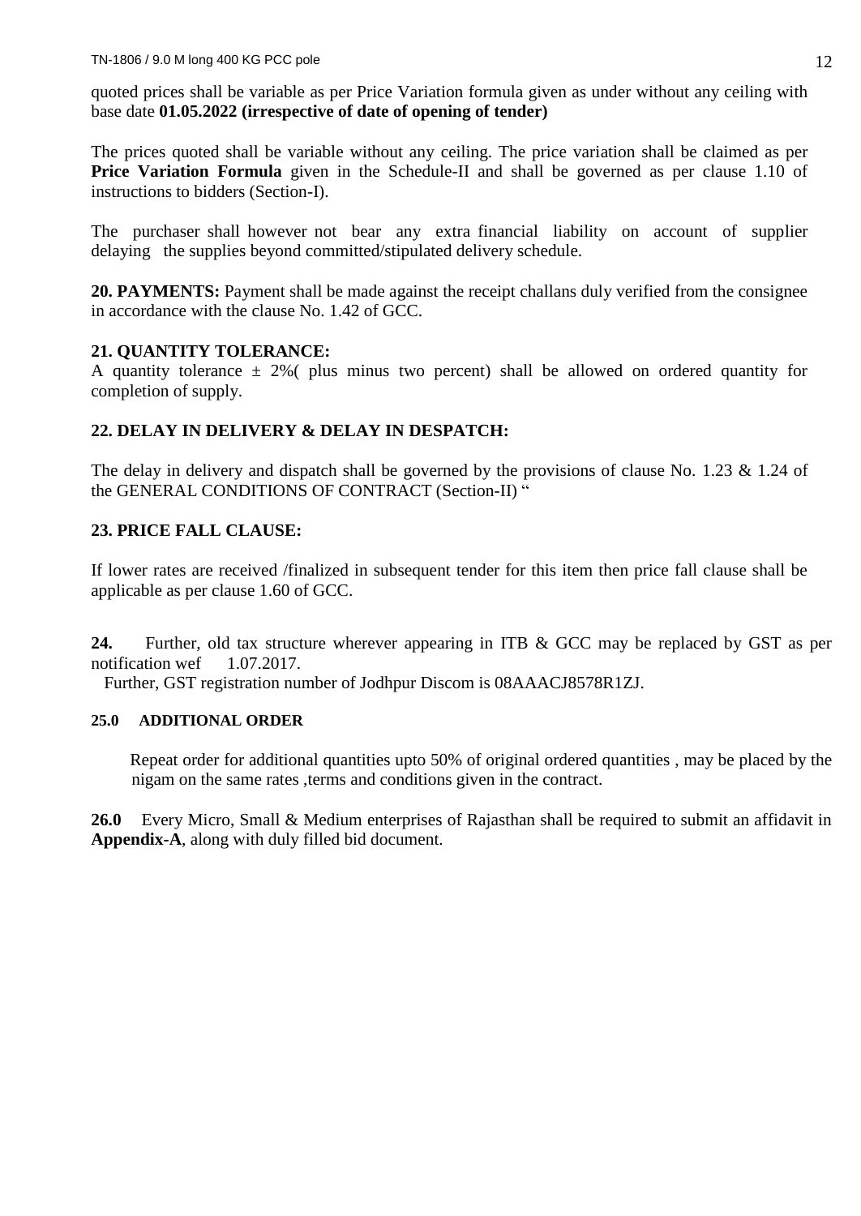quoted prices shall be variable as per Price Variation formula given as under without any ceiling with base date **01.05.2022 (irrespective of date of opening of tender)**

The prices quoted shall be variable without any ceiling. The price variation shall be claimed as per **Price Variation Formula** given in the Schedule-II and shall be governed as per clause 1.10 of instructions to bidders (Section-I).

The purchaser shall however not bear any extra financial liability on account of supplier delaying the supplies beyond committed/stipulated delivery schedule.

**20. PAYMENTS:** Payment shall be made against the receipt challans duly verified from the consignee in accordance with the clause No. 1.42 of GCC.

**21. QUANTITY TOLERANCE:**

A quantity tolerance ± 2%( plus minus two percent) shall be allowed on ordered quantity for completion of supply.

**22. DELAY IN DELIVERY & DELAY IN DESPATCH:**

The delay in delivery and dispatch shall be governed by the provisions of clause No. 1.23 & 1.24 of the GENERAL CONDITIONS OF CONTRACT (Section-II) "

**23. PRICE FALL CLAUSE:**

If lower rates are received /finalized in subsequent tender for this item then price fall clause shall be applicable as per clause 1.60 of GCC.

**24.** Further, old tax structure wherever appearing in ITB & GCC may be replaced by GST as per notification wef 1.07.2017.

Further, GST registration number of Jodhpur Discom is 08AAACJ8578R1ZJ.

**25.0 ADDITIONAL ORDER**

Repeat order for additional quantities upto 50% of original ordered quantities , may be placed by the nigam on the same rates ,terms and conditions given in the contract.

**26.0** Every Micro, Small & Medium enterprises of Rajasthan shall be required to submit an affidavit in **Appendix-A**, along with duly filled bid document.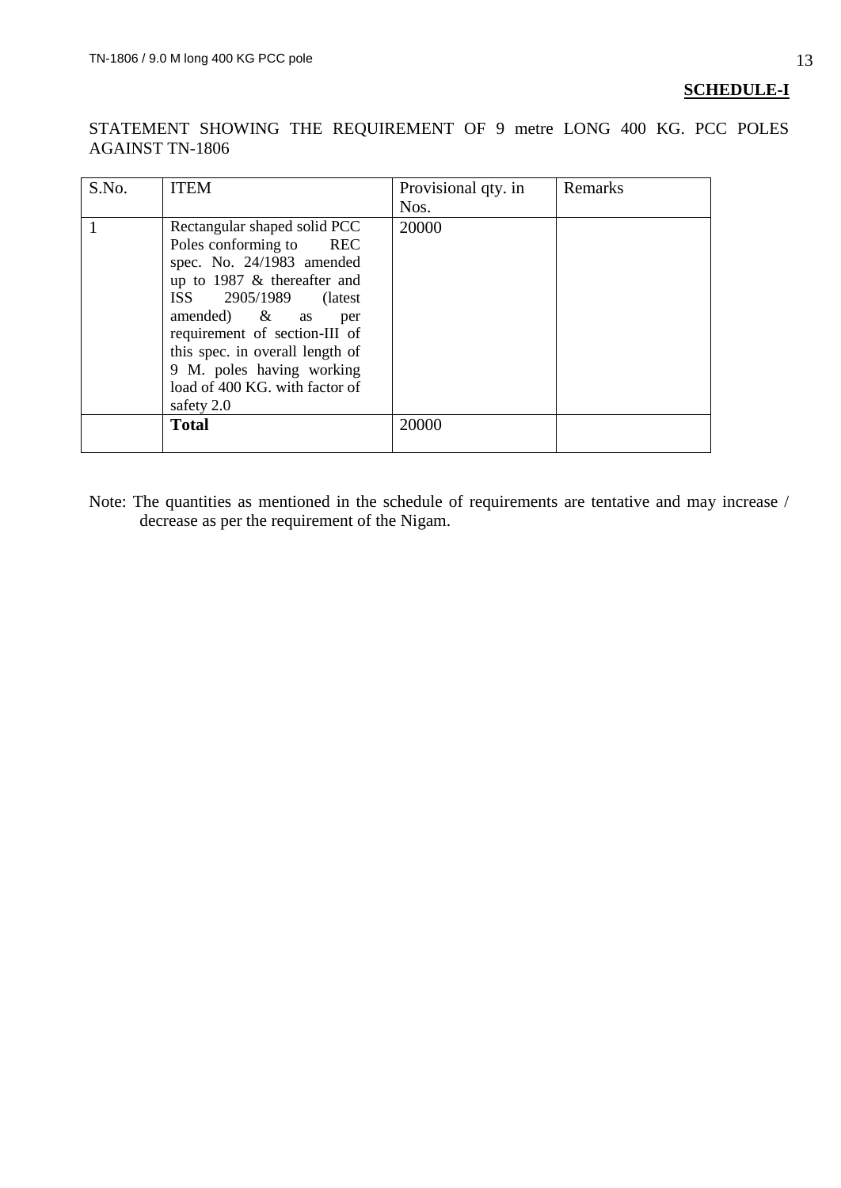**SCHEDULE-I**

STATEMENT SHOWING THE REQUIREMENT OF 9 metre LONG 400 KG. PCC POLES AGAINST TN-1806

| S.No. | ITEM | Provisional qty. in Nos. | Remarks |
|---|---|---|---|
| 1 | Rectangular shaped solid PCC Poles conforming to REC spec. No. 24/1983 amended up to 1987 & thereafter and ISS 2905/1989 (latest amended) & as per requirement of section-III of this spec. in overall length of 9 M. poles having working load of 400 KG. with factor of safety 2.0 | 20000 | |
| | **Total** | 20000 | |

Note: The quantities as mentioned in the schedule of requirements are tentative and may increase / decrease as per the requirement of the Nigam.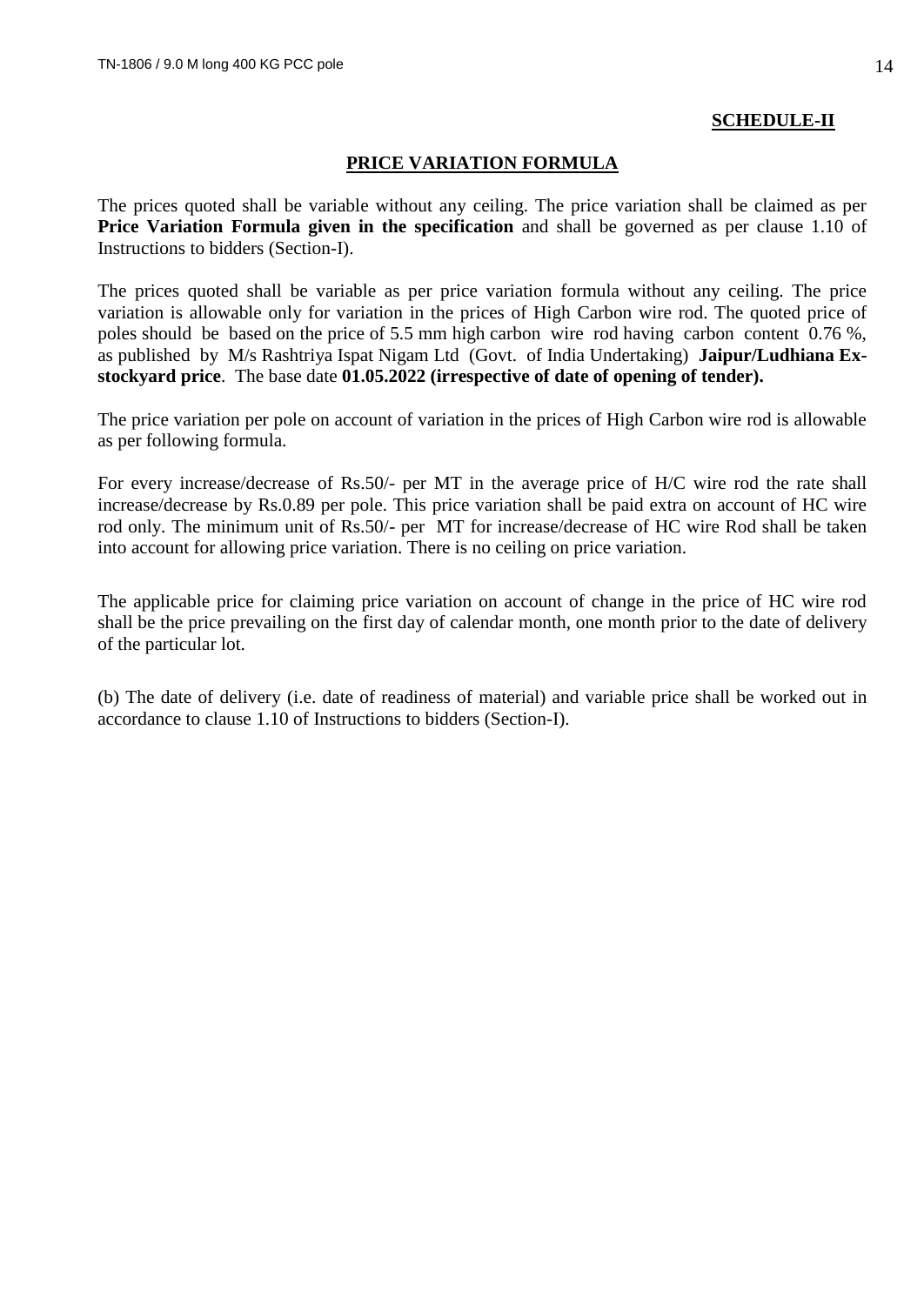**SCHEDULE-II**

## PRICE VARIATION FORMULA

The prices quoted shall be variable without any ceiling. The price variation shall be claimed as per **Price Variation Formula given in the specification** and shall be governed as per clause 1.10 of Instructions to bidders (Section-I).

The prices quoted shall be variable as per price variation formula without any ceiling. The price variation is allowable only for variation in the prices of High Carbon wire rod. The quoted price of poles should be based on the price of 5.5 mm high carbon wire rod having carbon content 0.76 %, as published by M/s Rashtriya Ispat Nigam Ltd (Govt. of India Undertaking) **Jaipur/Ludhiana Ex-stockyard price**. The base date **01.05.2022 (irrespective of date of opening of tender).**

The price variation per pole on account of variation in the prices of High Carbon wire rod is allowable as per following formula.

For every increase/decrease of Rs.50/- per MT in the average price of H/C wire rod the rate shall increase/decrease by Rs.0.89 per pole. This price variation shall be paid extra on account of HC wire rod only. The minimum unit of Rs.50/- per MT for increase/decrease of HC wire Rod shall be taken into account for allowing price variation. There is no ceiling on price variation.

The applicable price for claiming price variation on account of change in the price of HC wire rod shall be the price prevailing on the first day of calendar month, one month prior to the date of delivery of the particular lot.

(b) The date of delivery (i.e. date of readiness of material) and variable price shall be worked out in accordance to clause 1.10 of Instructions to bidders (Section-I).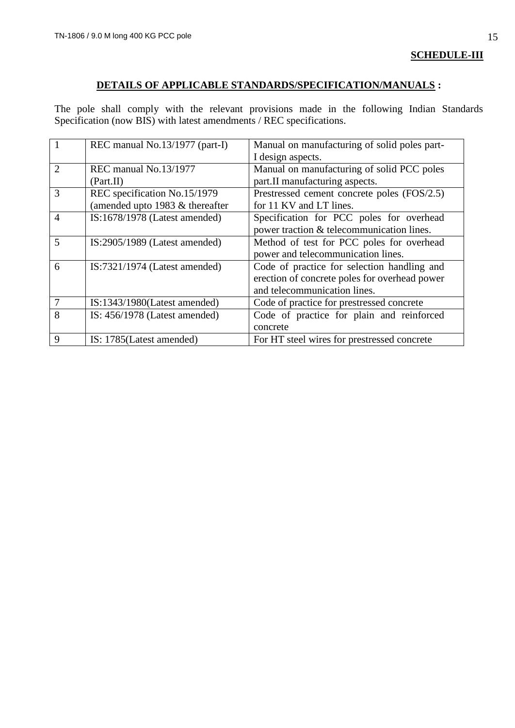**SCHEDULE-III**

## DETAILS OF APPLICABLE STANDARDS/SPECIFICATION/MANUALS :

The pole shall comply with the relevant provisions made in the following Indian Standards Specification (now BIS) with latest amendments / REC specifications.

| | | |
|---|---|---|
| 1 | REC manual No.13/1977 (part-I) | Manual on manufacturing of solid poles part-I design aspects. |
| 2 | REC manual No.13/1977 (Part.II) | Manual on manufacturing of solid PCC poles part.II manufacturing aspects. |
| 3 | REC specification No.15/1979 (amended upto 1983 & thereafter | Prestressed cement concrete poles (FOS/2.5) for 11 KV and LT lines. |
| 4 | IS:1678/1978 (Latest amended) | Specification for PCC poles for overhead power traction & telecommunication lines. |
| 5 | IS:2905/1989 (Latest amended) | Method of test for PCC poles for overhead power and telecommunication lines. |
| 6 | IS:7321/1974 (Latest amended) | Code of practice for selection handling and erection of concrete poles for overhead power and telecommunication lines. |
| 7 | IS:1343/1980(Latest amended) | Code of practice for prestressed concrete |
| 8 | IS: 456/1978 (Latest amended) | Code of practice for plain and reinforced concrete |
| 9 | IS: 1785(Latest amended) | For HT steel wires for prestressed concrete |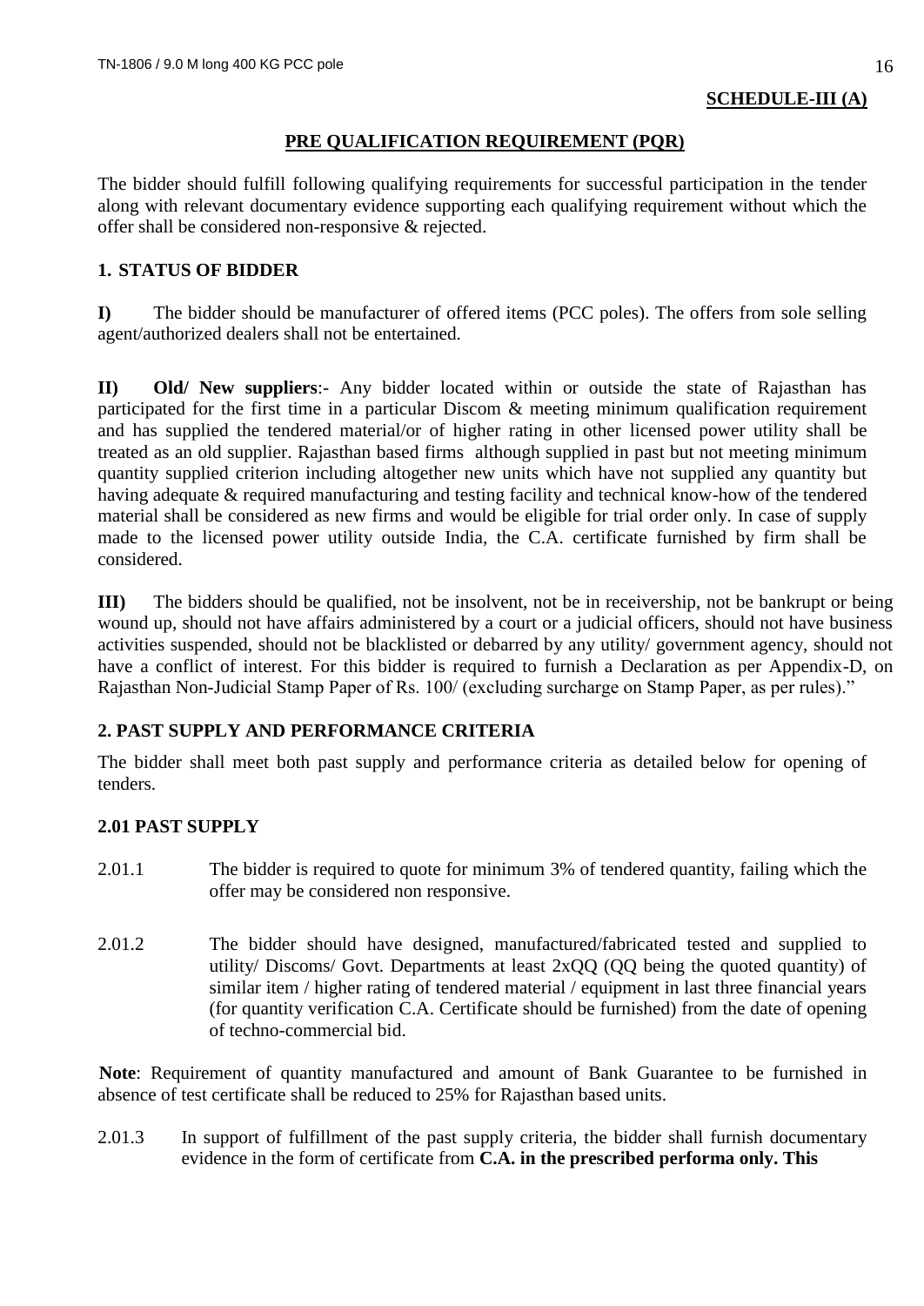**SCHEDULE-III (A)**

## PRE QUALIFICATION REQUIREMENT (PQR)

The bidder should fulfill following qualifying requirements for successful participation in the tender along with relevant documentary evidence supporting each qualifying requirement without which the offer shall be considered non-responsive & rejected.

### 1. STATUS OF BIDDER

**I)** The bidder should be manufacturer of offered items (PCC poles). The offers from sole selling agent/authorized dealers shall not be entertained.

**II) Old/ New suppliers**:- Any bidder located within or outside the state of Rajasthan has participated for the first time in a particular Discom & meeting minimum qualification requirement and has supplied the tendered material/or of higher rating in other licensed power utility shall be treated as an old supplier. Rajasthan based firms although supplied in past but not meeting minimum quantity supplied criterion including altogether new units which have not supplied any quantity but having adequate & required manufacturing and testing facility and technical know-how of the tendered material shall be considered as new firms and would be eligible for trial order only. In case of supply made to the licensed power utility outside India, the C.A. certificate furnished by firm shall be considered.

**III)** The bidders should be qualified, not be insolvent, not be in receivership, not be bankrupt or being wound up, should not have affairs administered by a court or a judicial officers, should not have business activities suspended, should not be blacklisted or debarred by any utility/ government agency, should not have a conflict of interest. For this bidder is required to furnish a Declaration as per Appendix-D, on Rajasthan Non-Judicial Stamp Paper of Rs. 100/ (excluding surcharge on Stamp Paper, as per rules)."

### 2. PAST SUPPLY AND PERFORMANCE CRITERIA

The bidder shall meet both past supply and performance criteria as detailed below for opening of tenders.

### 2.01 PAST SUPPLY

2.01.1 The bidder is required to quote for minimum 3% of tendered quantity, failing which the offer may be considered non responsive.

2.01.2 The bidder should have designed, manufactured/fabricated tested and supplied to utility/ Discoms/ Govt. Departments at least 2xQQ (QQ being the quoted quantity) of similar item / higher rating of tendered material / equipment in last three financial years (for quantity verification C.A. Certificate should be furnished) from the date of opening of techno-commercial bid.

**Note**: Requirement of quantity manufactured and amount of Bank Guarantee to be furnished in absence of test certificate shall be reduced to 25% for Rajasthan based units.

2.01.3 In support of fulfillment of the past supply criteria, the bidder shall furnish documentary evidence in the form of certificate from **C.A. in the prescribed performa only. This**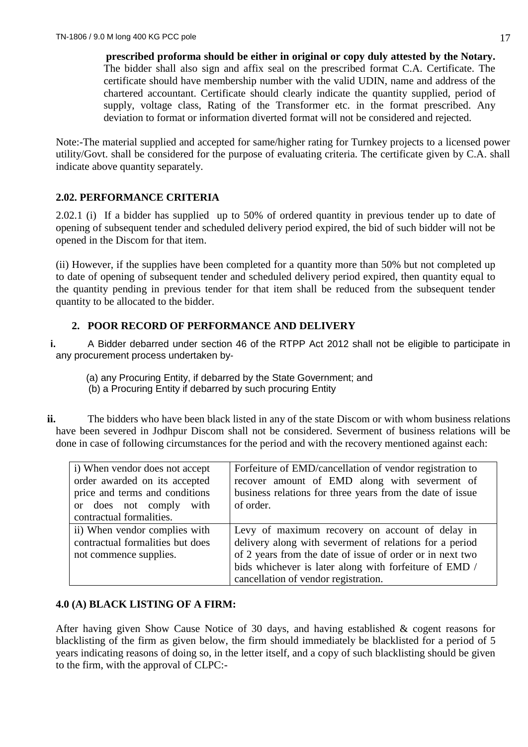**prescribed proforma should be either in original or copy duly attested by the Notary.** The bidder shall also sign and affix seal on the prescribed format C.A. Certificate. The certificate should have membership number with the valid UDIN, name and address of the chartered accountant. Certificate should clearly indicate the quantity supplied, period of supply, voltage class, Rating of the Transformer etc. in the format prescribed. Any deviation to format or information diverted format will not be considered and rejected.

Note:-The material supplied and accepted for same/higher rating for Turnkey projects to a licensed power utility/Govt. shall be considered for the purpose of evaluating criteria. The certificate given by C.A. shall indicate above quantity separately.

### 2.02. PERFORMANCE CRITERIA

2.02.1 (i) If a bidder has supplied up to 50% of ordered quantity in previous tender up to date of opening of subsequent tender and scheduled delivery period expired, the bid of such bidder will not be opened in the Discom for that item.

(ii) However, if the supplies have been completed for a quantity more than 50% but not completed up to date of opening of subsequent tender and scheduled delivery period expired, then quantity equal to the quantity pending in previous tender for that item shall be reduced from the subsequent tender quantity to be allocated to the bidder.

### 2. POOR RECORD OF PERFORMANCE AND DELIVERY

**i.** A Bidder debarred under section 46 of the RTPP Act 2012 shall not be eligible to participate in any procurement process undertaken by-

(a) any Procuring Entity, if debarred by the State Government; and
(b) a Procuring Entity if debarred by such procuring Entity

**ii.** The bidders who have been black listed in any of the state Discom or with whom business relations have been severed in Jodhpur Discom shall not be considered. Severment of business relations will be done in case of following circumstances for the period and with the recovery mentioned against each:

| | |
|---|---|
| i) When vendor does not accept order awarded on its accepted price and terms and conditions or does not comply with contractual formalities. | Forfeiture of EMD/cancellation of vendor registration to recover amount of EMD along with severment of business relations for three years from the date of issue of order. |
| ii) When vendor complies with contractual formalities but does not commence supplies. | Levy of maximum recovery on account of delay in delivery along with severment of relations for a period of 2 years from the date of issue of order or in next two bids whichever is later along with forfeiture of EMD / cancellation of vendor registration. |

### 4.0 (A) BLACK LISTING OF A FIRM:

After having given Show Cause Notice of 30 days, and having established & cogent reasons for blacklisting of the firm as given below, the firm should immediately be blacklisted for a period of 5 years indicating reasons of doing so, in the letter itself, and a copy of such blacklisting should be given to the firm, with the approval of CLPC:-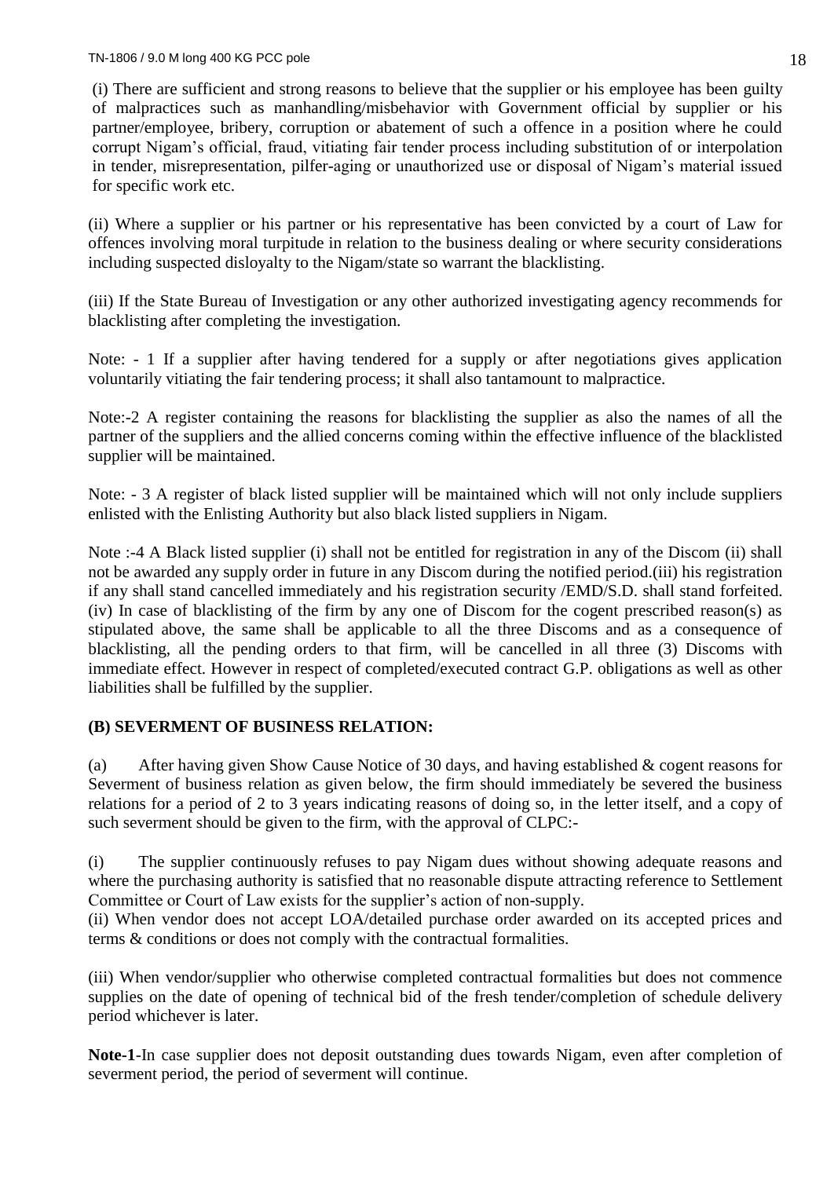(i) There are sufficient and strong reasons to believe that the supplier or his employee has been guilty of malpractices such as manhandling/misbehavior with Government official by supplier or his partner/employee, bribery, corruption or abatement of such a offence in a position where he could corrupt Nigam's official, fraud, vitiating fair tender process including substitution of or interpolation in tender, misrepresentation, pilfer-aging or unauthorized use or disposal of Nigam's material issued for specific work etc.

(ii) Where a supplier or his partner or his representative has been convicted by a court of Law for offences involving moral turpitude in relation to the business dealing or where security considerations including suspected disloyalty to the Nigam/state so warrant the blacklisting.

(iii) If the State Bureau of Investigation or any other authorized investigating agency recommends for blacklisting after completing the investigation.

Note: - 1 If a supplier after having tendered for a supply or after negotiations gives application voluntarily vitiating the fair tendering process; it shall also tantamount to malpractice.

Note:-2 A register containing the reasons for blacklisting the supplier as also the names of all the partner of the suppliers and the allied concerns coming within the effective influence of the blacklisted supplier will be maintained.

Note: - 3 A register of black listed supplier will be maintained which will not only include suppliers enlisted with the Enlisting Authority but also black listed suppliers in Nigam.

Note :-4 A Black listed supplier (i) shall not be entitled for registration in any of the Discom (ii) shall not be awarded any supply order in future in any Discom during the notified period.(iii) his registration if any shall stand cancelled immediately and his registration security /EMD/S.D. shall stand forfeited. (iv) In case of blacklisting of the firm by any one of Discom for the cogent prescribed reason(s) as stipulated above, the same shall be applicable to all the three Discoms and as a consequence of blacklisting, all the pending orders to that firm, will be cancelled in all three (3) Discoms with immediate effect. However in respect of completed/executed contract G.P. obligations as well as other liabilities shall be fulfilled by the supplier.

**(B) SEVERMENT OF BUSINESS RELATION:**

(a) After having given Show Cause Notice of 30 days, and having established & cogent reasons for Severment of business relation as given below, the firm should immediately be severed the business relations for a period of 2 to 3 years indicating reasons of doing so, in the letter itself, and a copy of such severment should be given to the firm, with the approval of CLPC:-

(i) The supplier continuously refuses to pay Nigam dues without showing adequate reasons and where the purchasing authority is satisfied that no reasonable dispute attracting reference to Settlement Committee or Court of Law exists for the supplier's action of non-supply.

(ii) When vendor does not accept LOA/detailed purchase order awarded on its accepted prices and terms & conditions or does not comply with the contractual formalities.

(iii) When vendor/supplier who otherwise completed contractual formalities but does not commence supplies on the date of opening of technical bid of the fresh tender/completion of schedule delivery period whichever is later.

**Note-1**-In case supplier does not deposit outstanding dues towards Nigam, even after completion of severment period, the period of severment will continue.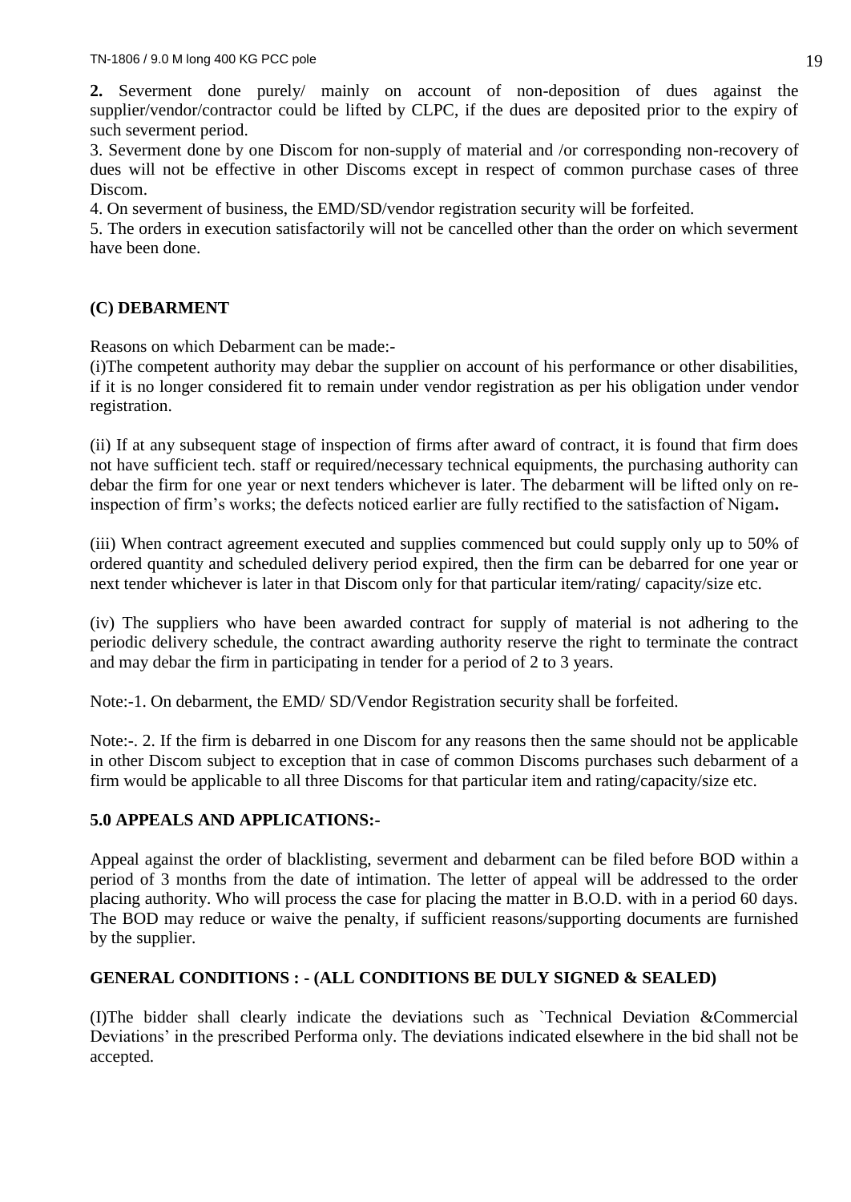**2.** Severment done purely/ mainly on account of non-deposition of dues against the supplier/vendor/contractor could be lifted by CLPC, if the dues are deposited prior to the expiry of such severment period.

3. Severment done by one Discom for non-supply of material and /or corresponding non-recovery of dues will not be effective in other Discoms except in respect of common purchase cases of three Discom.

4. On severment of business, the EMD/SD/vendor registration security will be forfeited.

5. The orders in execution satisfactorily will not be cancelled other than the order on which severment have been done.

### (C) DEBARMENT

Reasons on which Debarment can be made:-

(i)The competent authority may debar the supplier on account of his performance or other disabilities, if it is no longer considered fit to remain under vendor registration as per his obligation under vendor registration.

(ii) If at any subsequent stage of inspection of firms after award of contract, it is found that firm does not have sufficient tech. staff or required/necessary technical equipments, the purchasing authority can debar the firm for one year or next tenders whichever is later. The debarment will be lifted only on re-inspection of firm's works; the defects noticed earlier are fully rectified to the satisfaction of Nigam**.**

(iii) When contract agreement executed and supplies commenced but could supply only up to 50% of ordered quantity and scheduled delivery period expired, then the firm can be debarred for one year or next tender whichever is later in that Discom only for that particular item/rating/ capacity/size etc.

(iv) The suppliers who have been awarded contract for supply of material is not adhering to the periodic delivery schedule, the contract awarding authority reserve the right to terminate the contract and may debar the firm in participating in tender for a period of 2 to 3 years.

Note:-1. On debarment, the EMD/ SD/Vendor Registration security shall be forfeited.

Note:-. 2. If the firm is debarred in one Discom for any reasons then the same should not be applicable in other Discom subject to exception that in case of common Discoms purchases such debarment of a firm would be applicable to all three Discoms for that particular item and rating/capacity/size etc.

### 5.0 APPEALS AND APPLICATIONS:-

Appeal against the order of blacklisting, severment and debarment can be filed before BOD within a period of 3 months from the date of intimation. The letter of appeal will be addressed to the order placing authority. Who will process the case for placing the matter in B.O.D. with in a period 60 days. The BOD may reduce or waive the penalty, if sufficient reasons/supporting documents are furnished by the supplier.

### GENERAL CONDITIONS : - (ALL CONDITIONS BE DULY SIGNED & SEALED)

(I)The bidder shall clearly indicate the deviations such as `Technical Deviation &Commercial Deviations' in the prescribed Performa only. The deviations indicated elsewhere in the bid shall not be accepted.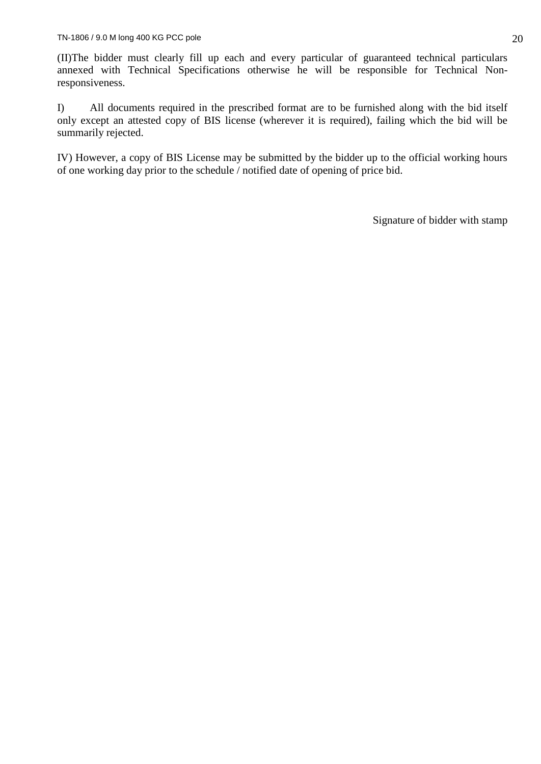(II)The bidder must clearly fill up each and every particular of guaranteed technical particulars annexed with Technical Specifications otherwise he will be responsible for Technical Non-responsiveness.

I) All documents required in the prescribed format are to be furnished along with the bid itself only except an attested copy of BIS license (wherever it is required), failing which the bid will be summarily rejected.

IV) However, a copy of BIS License may be submitted by the bidder up to the official working hours of one working day prior to the schedule / notified date of opening of price bid.

Signature of bidder with stamp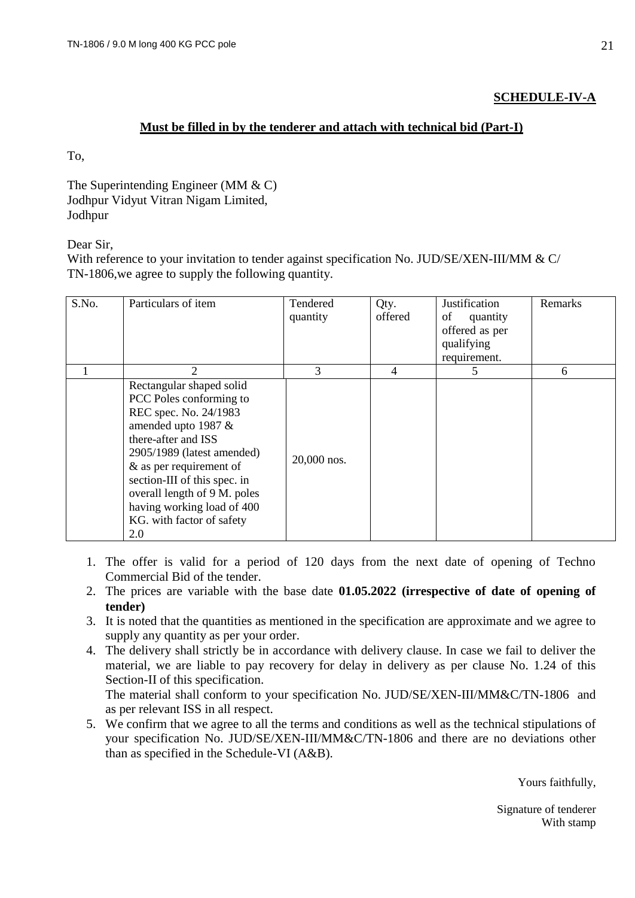**SCHEDULE-IV-A**

**Must be filled in by the tenderer and attach with technical bid (Part-I)**

To,

The Superintending Engineer (MM & C)
Jodhpur Vidyut Vitran Nigam Limited,
Jodhpur

Dear Sir,
With reference to your invitation to tender against specification No. JUD/SE/XEN-III/MM & C/ TN-1806,we agree to supply the following quantity.

| S.No. | Particulars of item | Tendered quantity | Qty. offered | Justification of quantity offered as per qualifying requirement. | Remarks |
|---|---|---|---|---|---|
| 1 | 2 | 3 | 4 | 5 | 6 |
| | Rectangular shaped solid PCC Poles conforming to REC spec. No. 24/1983 amended upto 1987 & there-after and ISS 2905/1989 (latest amended) & as per requirement of section-III of this spec. in overall length of 9 M. poles having working load of 400 KG. with factor of safety 2.0 | 20,000 nos. | | | |

1. The offer is valid for a period of 120 days from the next date of opening of Techno Commercial Bid of the tender.
2. The prices are variable with the base date **01.05.2022 (irrespective of date of opening of tender)**
3. It is noted that the quantities as mentioned in the specification are approximate and we agree to supply any quantity as per your order.
4. The delivery shall strictly be in accordance with delivery clause. In case we fail to deliver the material, we are liable to pay recovery for delay in delivery as per clause No. 1.24 of this Section-II of this specification.
   The material shall conform to your specification No. JUD/SE/XEN-III/MM&C/TN-1806 and as per relevant ISS in all respect.
5. We confirm that we agree to all the terms and conditions as well as the technical stipulations of your specification No. JUD/SE/XEN-III/MM&C/TN-1806 and there are no deviations other than as specified in the Schedule-VI (A&B).

Yours faithfully,

Signature of tenderer
With stamp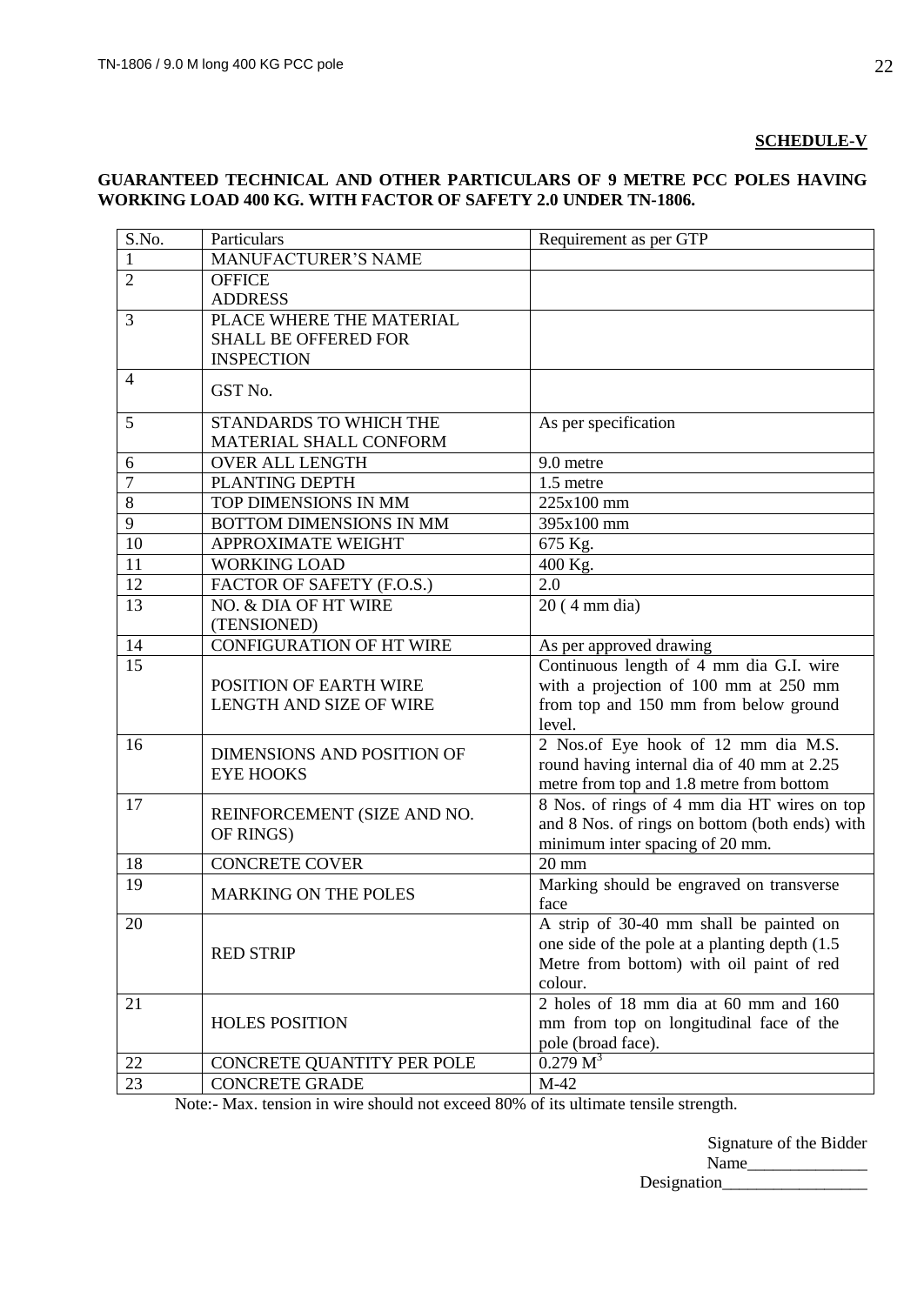**SCHEDULE-V**

**GUARANTEED TECHNICAL AND OTHER PARTICULARS OF 9 METRE PCC POLES HAVING WORKING LOAD 400 KG. WITH FACTOR OF SAFETY 2.0 UNDER TN-1806.**

| S.No. | Particulars | Requirement as per GTP |
|---|---|---|
| 1 | MANUFACTURER'S NAME | |
| 2 | OFFICE ADDRESS | |
| 3 | PLACE WHERE THE MATERIAL SHALL BE OFFERED FOR INSPECTION | |
| 4 | GST No. | |
| 5 | STANDARDS TO WHICH THE MATERIAL SHALL CONFORM | As per specification |
| 6 | OVER ALL LENGTH | 9.0 metre |
| 7 | PLANTING DEPTH | 1.5 metre |
| 8 | TOP DIMENSIONS IN MM | 225x100 mm |
| 9 | BOTTOM DIMENSIONS IN MM | 395x100 mm |
| 10 | APPROXIMATE WEIGHT | 675 Kg. |
| 11 | WORKING LOAD | 400 Kg. |
| 12 | FACTOR OF SAFETY (F.O.S.) | 2.0 |
| 13 | NO. & DIA OF HT WIRE (TENSIONED) | 20 ( 4 mm dia) |
| 14 | CONFIGURATION OF HT WIRE | As per approved drawing |
| 15 | POSITION OF EARTH WIRE LENGTH AND SIZE OF WIRE | Continuous length of 4 mm dia G.I. wire with a projection of 100 mm at 250 mm from top and 150 mm from below ground level. |
| 16 | DIMENSIONS AND POSITION OF EYE HOOKS | 2 Nos.of Eye hook of 12 mm dia M.S. round having internal dia of 40 mm at 2.25 metre from top and 1.8 metre from bottom |
| 17 | REINFORCEMENT (SIZE AND NO. OF RINGS) | 8 Nos. of rings of 4 mm dia HT wires on top and 8 Nos. of rings on bottom (both ends) with minimum inter spacing of 20 mm. |
| 18 | CONCRETE COVER | 20 mm |
| 19 | MARKING ON THE POLES | Marking should be engraved on transverse face |
| 20 | RED STRIP | A strip of 30-40 mm shall be painted on one side of the pole at a planting depth (1.5 Metre from bottom) with oil paint of red colour. |
| 21 | HOLES POSITION | 2 holes of 18 mm dia at 60 mm and 160 mm from top on longitudinal face of the pole (broad face). |
| 22 | CONCRETE QUANTITY PER POLE | 0.279 $M^3$ |
| 23 | CONCRETE GRADE | M-42 |

Note:- Max. tension in wire should not exceed 80% of its ultimate tensile strength.

Signature of the Bidder

Name______________

Designation_________________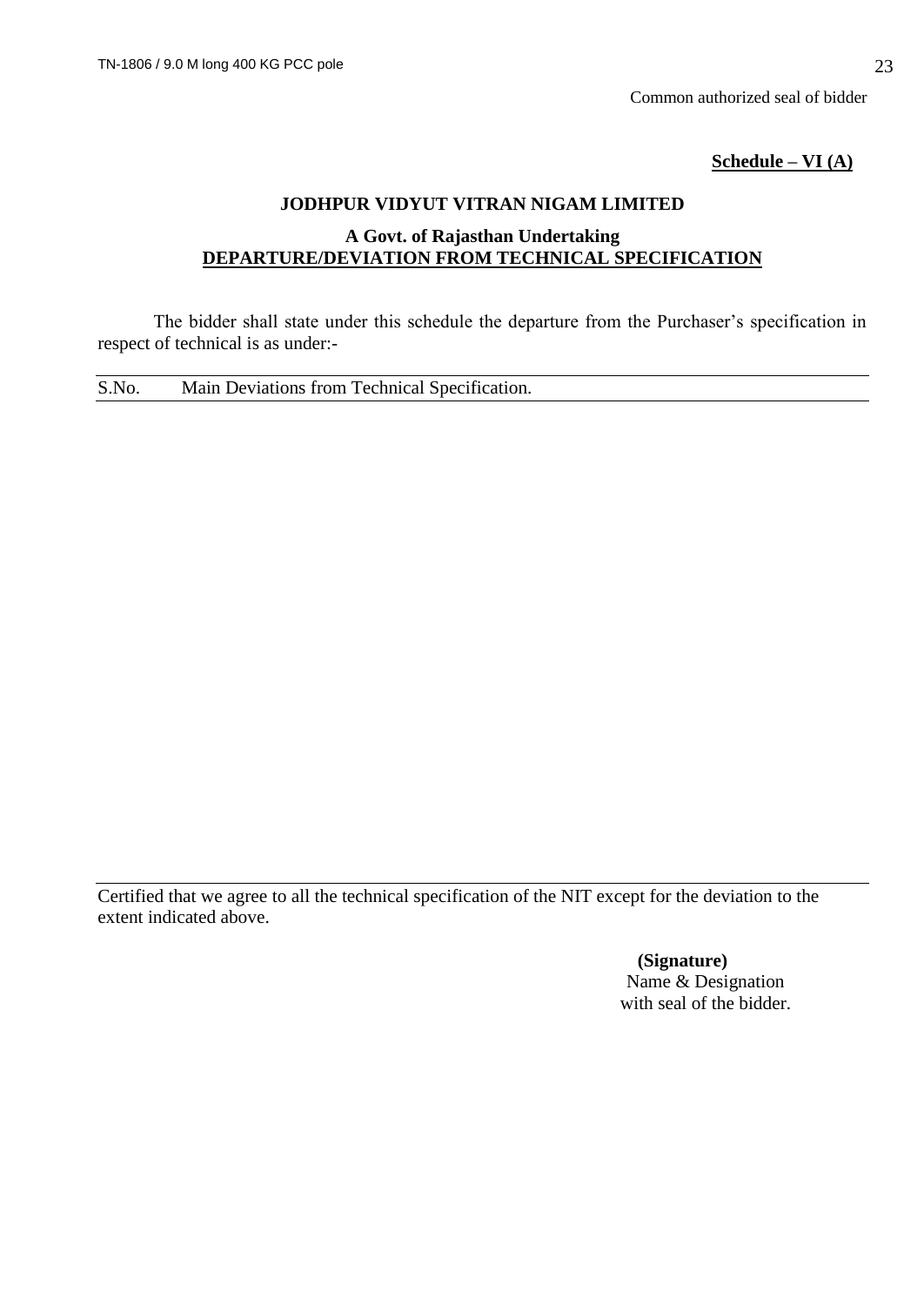Common authorized seal of bidder

**Schedule – VI (A)**

**JODHPUR VIDYUT VITRAN NIGAM LIMITED**

**A Govt. of Rajasthan Undertaking**

**DEPARTURE/DEVIATION FROM TECHNICAL SPECIFICATION**

The bidder shall state under this schedule the departure from the Purchaser's specification in respect of technical is as under:-

| S.No. | Main Deviations from Technical Specification. |
|---|---|
| | |

Certified that we agree to all the technical specification of the NIT except for the deviation to the extent indicated above.

**(Signature)**
Name & Designation
with seal of the bidder.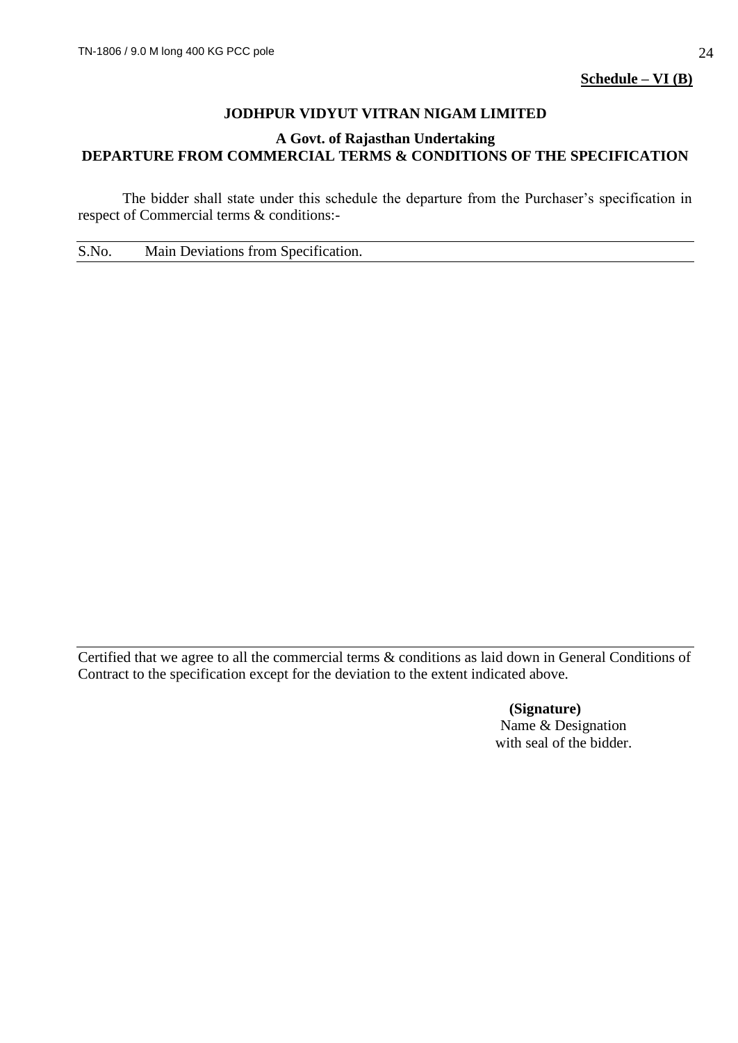**Schedule – VI (B)**

**JODHPUR VIDYUT VITRAN NIGAM LIMITED**

**A Govt. of Rajasthan Undertaking**

**DEPARTURE FROM COMMERCIAL TERMS & CONDITIONS OF THE SPECIFICATION**

The bidder shall state under this schedule the departure from the Purchaser's specification in respect of Commercial terms & conditions:-

| S.No. | Main Deviations from Specification. |
|---|---|

Certified that we agree to all the commercial terms & conditions as laid down in General Conditions of Contract to the specification except for the deviation to the extent indicated above.

**(Signature)**
Name & Designation
with seal of the bidder.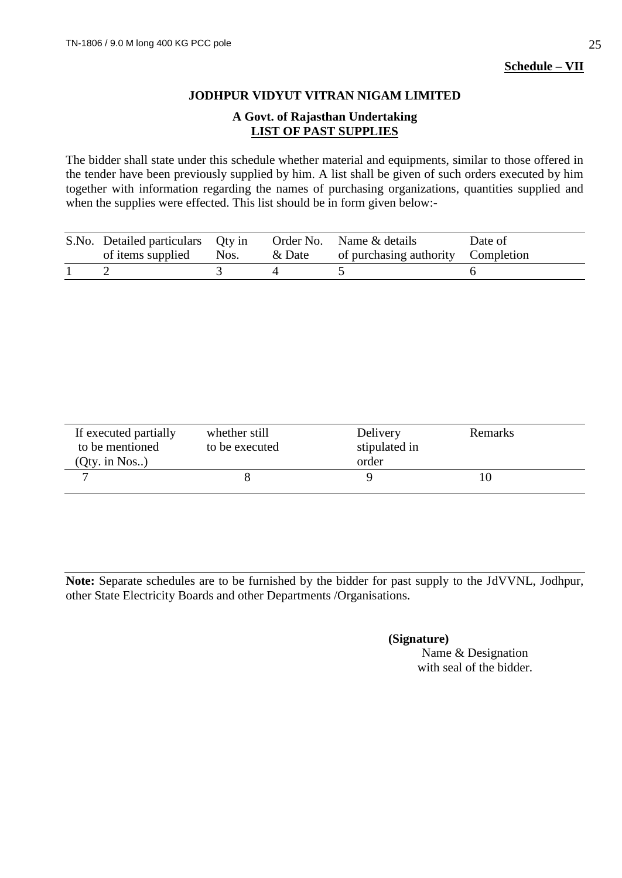**Schedule – VII**

**JODHPUR VIDYUT VITRAN NIGAM LIMITED**

**A Govt. of Rajasthan Undertaking**
**LIST OF PAST SUPPLIES**

The bidder shall state under this schedule whether material and equipments, similar to those offered in the tender have been previously supplied by him. A list shall be given of such orders executed by him together with information regarding the names of purchasing organizations, quantities supplied and when the supplies were effected. This list should be in form given below:-

| S.No. | Detailed particulars of items supplied | Qty in Nos. | Order No. & Date | Name & details of purchasing authority | Date of Completion |
|---|---|---|---|---|---|
| 1 | 2 | 3 | 4 | 5 | 6 |

| If executed partially to be mentioned (Qty. in Nos..) | whether still to be executed | Delivery stipulated in order | Remarks |
|---|---|---|---|
| 7 | 8 | 9 | 10 |

**Note:** Separate schedules are to be furnished by the bidder for past supply to the JdVVNL, Jodhpur, other State Electricity Boards and other Departments /Organisations.

**(Signature)**
Name & Designation
with seal of the bidder.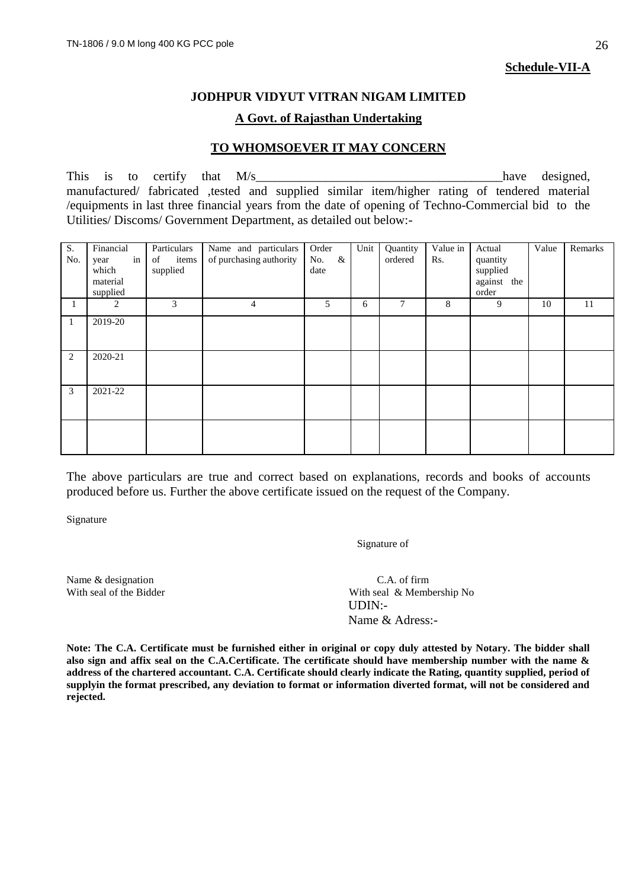**Schedule-VII-A**

## JODHPUR VIDYUT VITRAN NIGAM LIMITED

**A Govt. of Rajasthan Undertaking**

**TO WHOMSOEVER IT MAY CONCERN**

This is to certify that M/s_____________________________________have designed, manufactured/ fabricated ,tested and supplied similar item/higher rating of tendered material /equipments in last three financial years from the date of opening of Techno-Commercial bid to the Utilities/ Discoms/ Government Department, as detailed out below:-

| S. No. | Financial year in which material supplied | Particulars of items supplied | Name and particulars of purchasing authority | Order No. & date | Unit | Quantity ordered | Value in Rs. | Actual quantity supplied against the order | Value | Remarks |
|---|---|---|---|---|---|---|---|---|---|---|
| 1 | 2 | 3 | 4 | 5 | 6 | 7 | 8 | 9 | 10 | 11 |
| 1 | 2019-20 | | | | | | | | | |
| 2 | 2020-21 | | | | | | | | | |
| 3 | 2021-22 | | | | | | | | | |
| | | | | | | | | | | |

The above particulars are true and correct based on explanations, records and books of accounts produced before us. Further the above certificate issued on the request of the Company.

Signature

Signature of

Name & designation
With seal of the Bidder

C.A. of firm
With seal & Membership No
UDIN:-
Name & Adress:-

**Note: The C.A. Certificate must be furnished either in original or copy duly attested by Notary. The bidder shall also sign and affix seal on the C.A.Certificate. The certificate should have membership number with the name & address of the chartered accountant. C.A. Certificate should clearly indicate the Rating, quantity supplied, period of supplyin the format prescribed, any deviation to format or information diverted format, will not be considered and rejected.**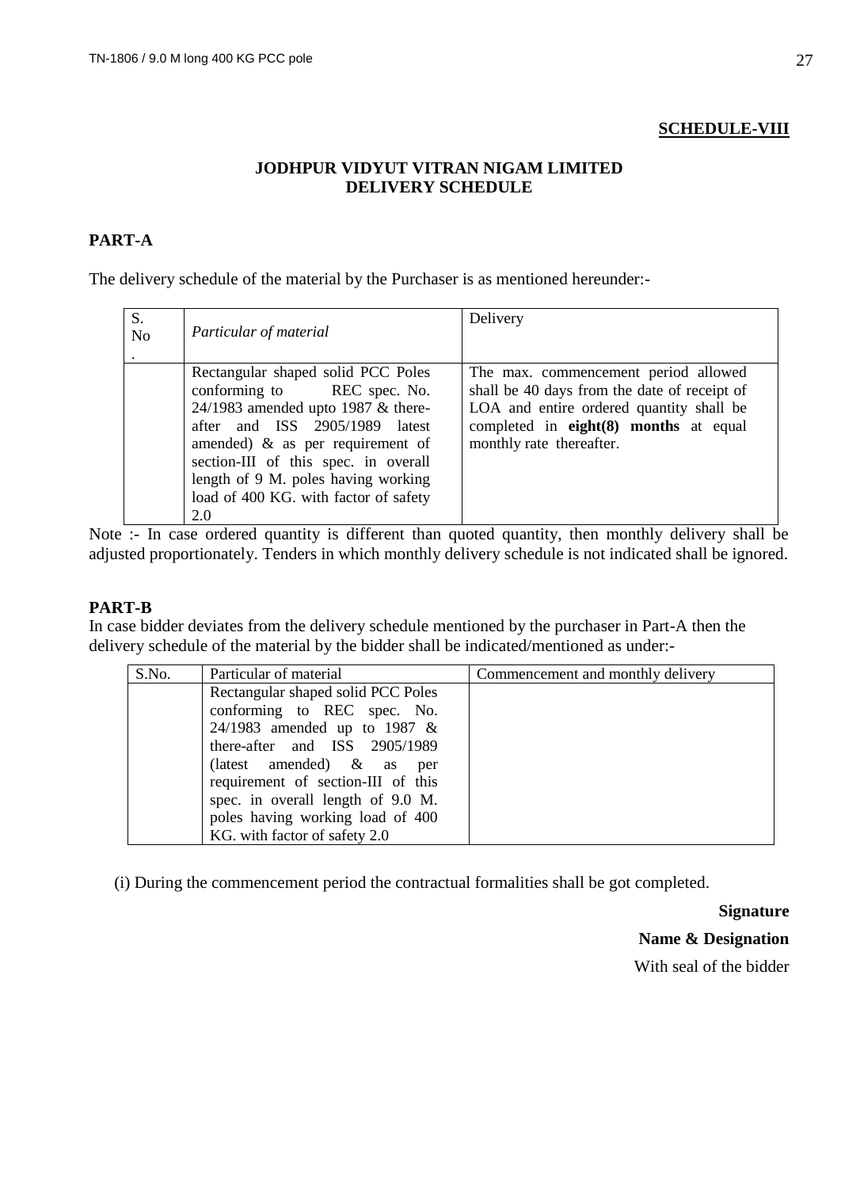**SCHEDULE-VIII**

**JODHPUR VIDYUT VITRAN NIGAM LIMITED**
**DELIVERY SCHEDULE**

## PART-A

The delivery schedule of the material by the Purchaser is as mentioned hereunder:-

| S. No. | *Particular of material* | Delivery |
|---|---|---|
| | Rectangular shaped solid PCC Poles conforming to REC spec. No. 24/1983 amended upto 1987 & there-after and ISS 2905/1989 latest amended) & as per requirement of section-III of this spec. in overall length of 9 M. poles having working load of 400 KG. with factor of safety 2.0 | The max. commencement period allowed shall be 40 days from the date of receipt of LOA and entire ordered quantity shall be completed in **eight(8) months** at equal monthly rate thereafter. |

Note :- In case ordered quantity is different than quoted quantity, then monthly delivery shall be adjusted proportionately. Tenders in which monthly delivery schedule is not indicated shall be ignored.

## PART-B

In case bidder deviates from the delivery schedule mentioned by the purchaser in Part-A then the delivery schedule of the material by the bidder shall be indicated/mentioned as under:-

| S.No. | Particular of material | Commencement and monthly delivery |
|---|---|---|
| | Rectangular shaped solid PCC Poles conforming to REC spec. No. 24/1983 amended up to 1987 & there-after and ISS 2905/1989 (latest amended) & as per requirement of section-III of this spec. in overall length of 9.0 M. poles having working load of 400 KG. with factor of safety 2.0 | |

(i) During the commencement period the contractual formalities shall be got completed.

**Signature**

**Name & Designation**

With seal of the bidder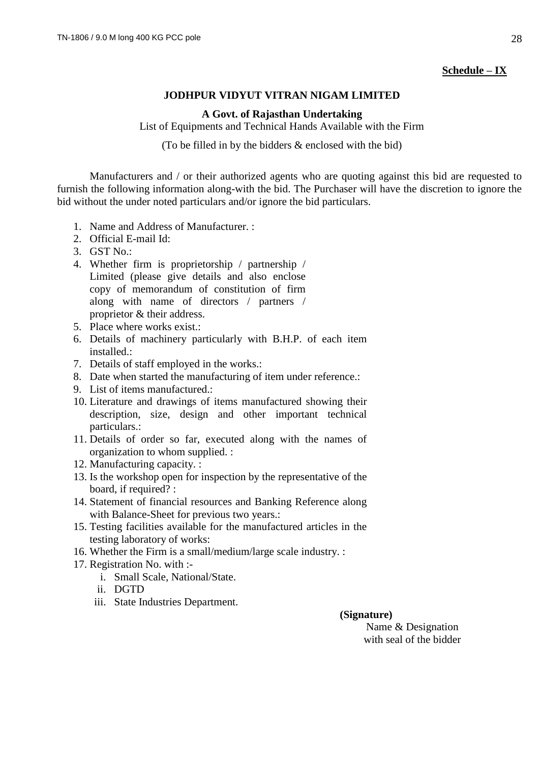**Schedule – IX**

**JODHPUR VIDYUT VITRAN NIGAM LIMITED**

**A Govt. of Rajasthan Undertaking**

List of Equipments and Technical Hands Available with the Firm

(To be filled in by the bidders & enclosed with the bid)

Manufacturers and / or their authorized agents who are quoting against this bid are requested to furnish the following information along-with the bid. The Purchaser will have the discretion to ignore the bid without the under noted particulars and/or ignore the bid particulars.

1. Name and Address of Manufacturer. :
2. Official E-mail Id:
3. GST No.:
4. Whether firm is proprietorship / partnership / Limited (please give details and also enclose copy of memorandum of constitution of firm along with name of directors / partners / proprietor & their address.
5. Place where works exist.:
6. Details of machinery particularly with B.H.P. of each item installed.:
7. Details of staff employed in the works.:
8. Date when started the manufacturing of item under reference.:
9. List of items manufactured.:
10. Literature and drawings of items manufactured showing their description, size, design and other important technical particulars.:
11. Details of order so far, executed along with the names of organization to whom supplied. :
12. Manufacturing capacity. :
13. Is the workshop open for inspection by the representative of the board, if required? :
14. Statement of financial resources and Banking Reference along with Balance-Sheet for previous two years.:
15. Testing facilities available for the manufactured articles in the testing laboratory of works:
16. Whether the Firm is a small/medium/large scale industry. :
17. Registration No. with :-
    1. Small Scale, National/State.
    2. DGTD
    3. State Industries Department.

**(Signature)**

Name & Designation
with seal of the bidder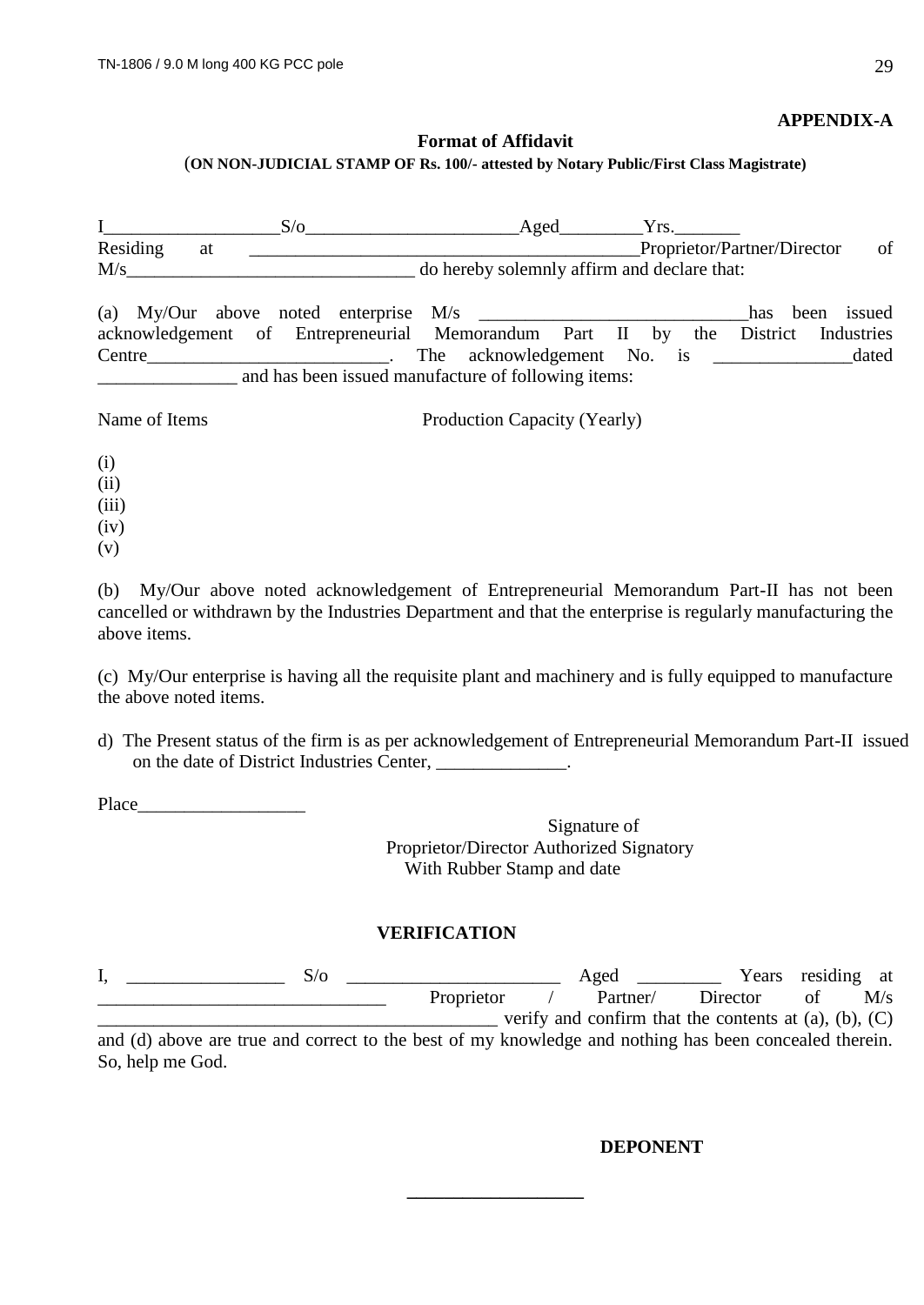**APPENDIX-A**

**Format of Affidavit**

(**ON NON-JUDICIAL STAMP OF Rs. 100/- attested by Notary Public/First Class Magistrate)**

I___________________S/o_______________________Aged_________Yrs._______ Residing at ___________________________________________Proprietor/Partner/Director of M/s______________________________ do hereby solemnly affirm and declare that:

(a) My/Our above noted enterprise M/s _____________________________has been issued acknowledgement of Entrepreneurial Memorandum Part II by the District Industries Centre_________________________. The acknowledgement No. is _______________dated _______________ and has been issued manufacture of following items:

Name of Items                                 Production Capacity (Yearly)

(i)
(ii)
(iii)
(iv)
(v)

(b) My/Our above noted acknowledgement of Entrepreneurial Memorandum Part-II has not been cancelled or withdrawn by the Industries Department and that the enterprise is regularly manufacturing the above items.

(c) My/Our enterprise is having all the requisite plant and machinery and is fully equipped to manufacture the above noted items.

d) The Present status of the firm is as per acknowledgement of Entrepreneurial Memorandum Part-II issued on the date of District Industries Center, ______________.

Place__________________

Signature of
Proprietor/Director Authorized Signatory
With Rubber Stamp and date

**VERIFICATION**

I, _________________ S/o _______________________ Aged _________ Years residing at ______________________________ Proprietor / Partner/ Director of M/s ___________________________________________ verify and confirm that the contents at (a), (b), (C) and (d) above are true and correct to the best of my knowledge and nothing has been concealed therein. So, help me God.

**DEPONENT**

__________________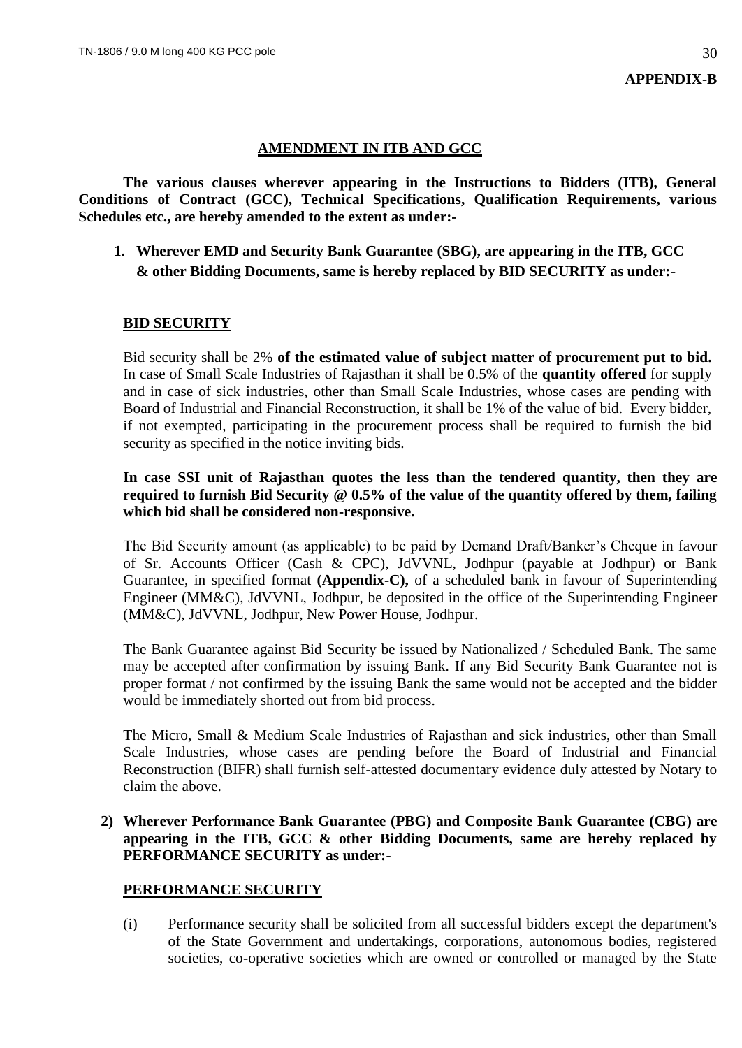**APPENDIX-B**

## AMENDMENT IN ITB AND GCC

**The various clauses wherever appearing in the Instructions to Bidders (ITB), General Conditions of Contract (GCC), Technical Specifications, Qualification Requirements, various Schedules etc., are hereby amended to the extent as under:-**

**1. Wherever EMD and Security Bank Guarantee (SBG), are appearing in the ITB, GCC & other Bidding Documents, same is hereby replaced by BID SECURITY as under:-**

### BID SECURITY

Bid security shall be 2% **of the estimated value of subject matter of procurement put to bid.** In case of Small Scale Industries of Rajasthan it shall be 0.5% of the **quantity offered** for supply and in case of sick industries, other than Small Scale Industries, whose cases are pending with Board of Industrial and Financial Reconstruction, it shall be 1% of the value of bid. Every bidder, if not exempted, participating in the procurement process shall be required to furnish the bid security as specified in the notice inviting bids.

**In case SSI unit of Rajasthan quotes the less than the tendered quantity, then they are required to furnish Bid Security @ 0.5% of the value of the quantity offered by them, failing which bid shall be considered non-responsive.**

The Bid Security amount (as applicable) to be paid by Demand Draft/Banker's Cheque in favour of Sr. Accounts Officer (Cash & CPC), JdVVNL, Jodhpur (payable at Jodhpur) or Bank Guarantee, in specified format **(Appendix-C),** of a scheduled bank in favour of Superintending Engineer (MM&C), JdVVNL, Jodhpur, be deposited in the office of the Superintending Engineer (MM&C), JdVVNL, Jodhpur, New Power House, Jodhpur.

The Bank Guarantee against Bid Security be issued by Nationalized / Scheduled Bank. The same may be accepted after confirmation by issuing Bank. If any Bid Security Bank Guarantee not is proper format / not confirmed by the issuing Bank the same would not be accepted and the bidder would be immediately shorted out from bid process.

The Micro, Small & Medium Scale Industries of Rajasthan and sick industries, other than Small Scale Industries, whose cases are pending before the Board of Industrial and Financial Reconstruction (BIFR) shall furnish self-attested documentary evidence duly attested by Notary to claim the above.

**2) Wherever Performance Bank Guarantee (PBG) and Composite Bank Guarantee (CBG) are appearing in the ITB, GCC & other Bidding Documents, same are hereby replaced by PERFORMANCE SECURITY as under:-**

### PERFORMANCE SECURITY

(i) Performance security shall be solicited from all successful bidders except the department's of the State Government and undertakings, corporations, autonomous bodies, registered societies, co-operative societies which are owned or controlled or managed by the State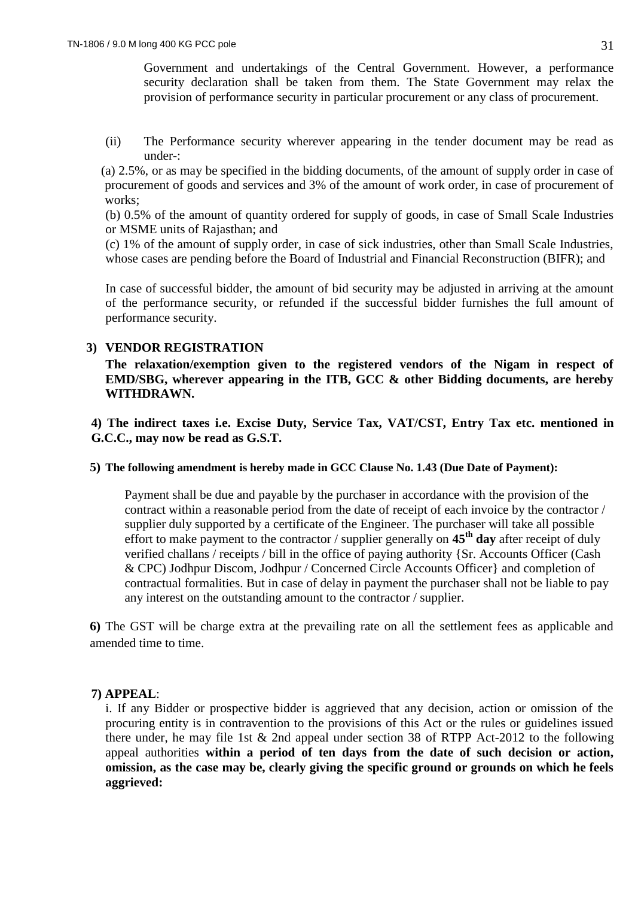Government and undertakings of the Central Government. However, a performance security declaration shall be taken from them. The State Government may relax the provision of performance security in particular procurement or any class of procurement.

(ii) The Performance security wherever appearing in the tender document may be read as under-:

(a) 2.5%, or as may be specified in the bidding documents, of the amount of supply order in case of procurement of goods and services and 3% of the amount of work order, in case of procurement of works;

(b) 0.5% of the amount of quantity ordered for supply of goods, in case of Small Scale Industries or MSME units of Rajasthan; and

(c) 1% of the amount of supply order, in case of sick industries, other than Small Scale Industries, whose cases are pending before the Board of Industrial and Financial Reconstruction (BIFR); and

In case of successful bidder, the amount of bid security may be adjusted in arriving at the amount of the performance security, or refunded if the successful bidder furnishes the full amount of performance security.

**3) VENDOR REGISTRATION**

**The relaxation/exemption given to the registered vendors of the Nigam in respect of EMD/SBG, wherever appearing in the ITB, GCC & other Bidding documents, are hereby WITHDRAWN.**

**4) The indirect taxes i.e. Excise Duty, Service Tax, VAT/CST, Entry Tax etc. mentioned in G.C.C., may now be read as G.S.T.**

**5) The following amendment is hereby made in GCC Clause No. 1.43 (Due Date of Payment):**

Payment shall be due and payable by the purchaser in accordance with the provision of the contract within a reasonable period from the date of receipt of each invoice by the contractor / supplier duly supported by a certificate of the Engineer. The purchaser will take all possible effort to make payment to the contractor / supplier generally on **45th day** after receipt of duly verified challans / receipts / bill in the office of paying authority {Sr. Accounts Officer (Cash & CPC) Jodhpur Discom, Jodhpur / Concerned Circle Accounts Officer} and completion of contractual formalities. But in case of delay in payment the purchaser shall not be liable to pay any interest on the outstanding amount to the contractor / supplier.

**6)** The GST will be charge extra at the prevailing rate on all the settlement fees as applicable and amended time to time.

**7) APPEAL**:

i. If any Bidder or prospective bidder is aggrieved that any decision, action or omission of the procuring entity is in contravention to the provisions of this Act or the rules or guidelines issued there under, he may file 1st & 2nd appeal under section 38 of RTPP Act-2012 to the following appeal authorities **within a period of ten days from the date of such decision or action, omission, as the case may be, clearly giving the specific ground or grounds on which he feels aggrieved:**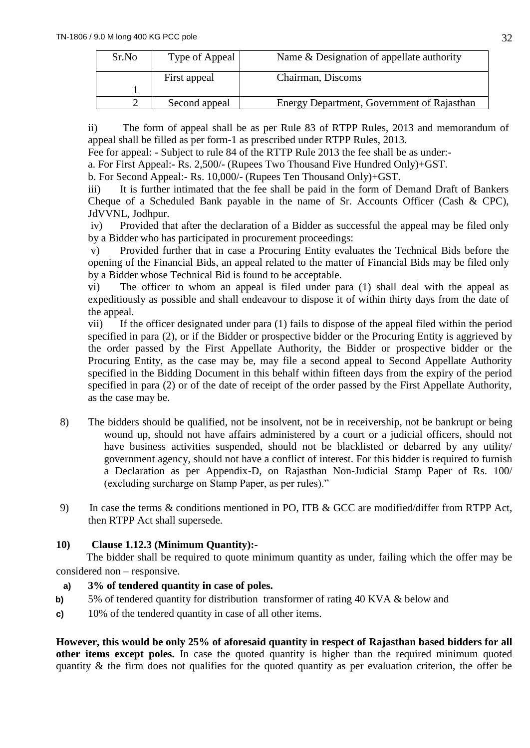| Sr.No | Type of Appeal | Name & Designation of appellate authority |
|---|---|---|
| 1 | First appeal | Chairman, Discoms |
| 2 | Second appeal | Energy Department, Government of Rajasthan |

ii) The form of appeal shall be as per Rule 83 of RTPP Rules, 2013 and memorandum of appeal shall be filled as per form-1 as prescribed under RTPP Rules, 2013.

Fee for appeal: - Subject to rule 84 of the RTTP Rule 2013 the fee shall be as under:-

a. For First Appeal:- Rs. 2,500/- (Rupees Two Thousand Five Hundred Only)+GST.

b. For Second Appeal:- Rs. 10,000/- (Rupees Ten Thousand Only)+GST.

iii) It is further intimated that the fee shall be paid in the form of Demand Draft of Bankers Cheque of a Scheduled Bank payable in the name of Sr. Accounts Officer (Cash & CPC), JdVVNL, Jodhpur.

iv) Provided that after the declaration of a Bidder as successful the appeal may be filed only by a Bidder who has participated in procurement proceedings:

v) Provided further that in case a Procuring Entity evaluates the Technical Bids before the opening of the Financial Bids, an appeal related to the matter of Financial Bids may be filed only by a Bidder whose Technical Bid is found to be acceptable.

vi) The officer to whom an appeal is filed under para (1) shall deal with the appeal as expeditiously as possible and shall endeavour to dispose it of within thirty days from the date of the appeal.

vii) If the officer designated under para (1) fails to dispose of the appeal filed within the period specified in para (2), or if the Bidder or prospective bidder or the Procuring Entity is aggrieved by the order passed by the First Appellate Authority, the Bidder or prospective bidder or the Procuring Entity, as the case may be, may file a second appeal to Second Appellate Authority specified in the Bidding Document in this behalf within fifteen days from the expiry of the period specified in para (2) or of the date of receipt of the order passed by the First Appellate Authority, as the case may be.

8) The bidders should be qualified, not be insolvent, not be in receivership, not be bankrupt or being wound up, should not have affairs administered by a court or a judicial officers, should not have business activities suspended, should not be blacklisted or debarred by any utility/ government agency, should not have a conflict of interest. For this bidder is required to furnish a Declaration as per Appendix-D, on Rajasthan Non-Judicial Stamp Paper of Rs. 100/ (excluding surcharge on Stamp Paper, as per rules)."

9) In case the terms & conditions mentioned in PO, ITB & GCC are modified/differ from RTPP Act, then RTPP Act shall supersede.

**10) Clause 1.12.3 (Minimum Quantity):-**

The bidder shall be required to quote minimum quantity as under, failing which the offer may be considered non – responsive.

**a) 3% of tendered quantity in case of poles.**

**b)** 5% of tendered quantity for distribution transformer of rating 40 KVA & below and

**c)** 10% of the tendered quantity in case of all other items.

**However, this would be only 25% of aforesaid quantity in respect of Rajasthan based bidders for all other items except poles.** In case the quoted quantity is higher than the required minimum quoted quantity & the firm does not qualifies for the quoted quantity as per evaluation criterion, the offer be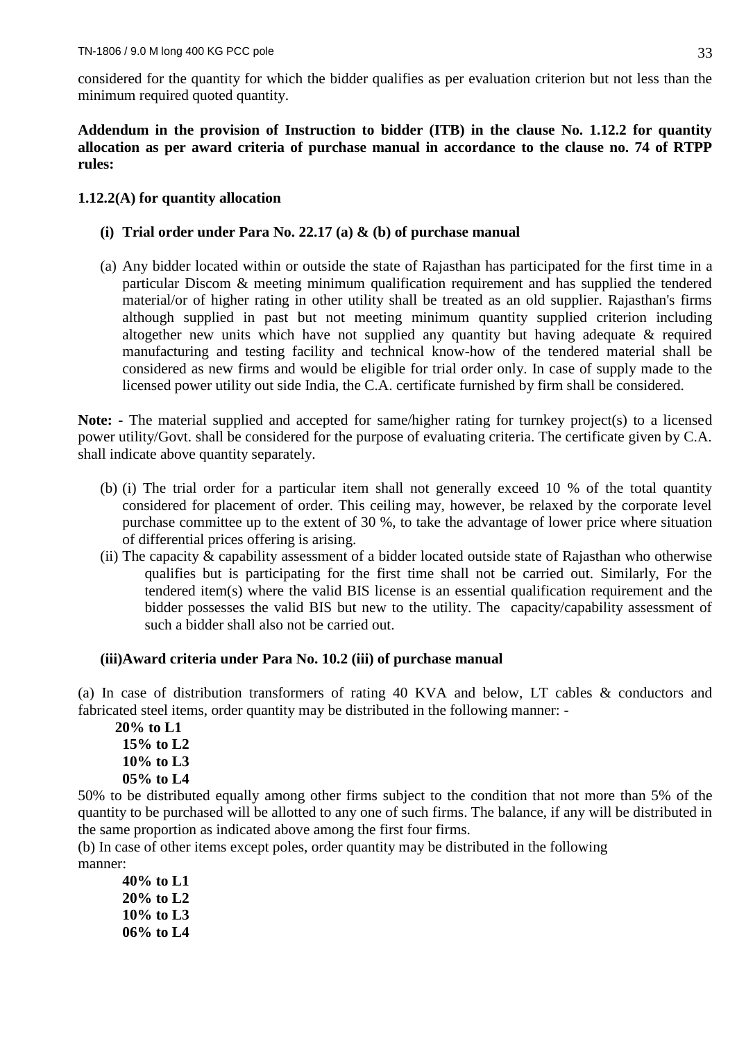considered for the quantity for which the bidder qualifies as per evaluation criterion but not less than the minimum required quoted quantity.

**Addendum in the provision of Instruction to bidder (ITB) in the clause No. 1.12.2 for quantity allocation as per award criteria of purchase manual in accordance to the clause no. 74 of RTPP rules:**

**1.12.2(A) for quantity allocation**

**(i) Trial order under Para No. 22.17 (a) & (b) of purchase manual**

(a) Any bidder located within or outside the state of Rajasthan has participated for the first time in a particular Discom & meeting minimum qualification requirement and has supplied the tendered material/or of higher rating in other utility shall be treated as an old supplier. Rajasthan's firms although supplied in past but not meeting minimum quantity supplied criterion including altogether new units which have not supplied any quantity but having adequate & required manufacturing and testing facility and technical know-how of the tendered material shall be considered as new firms and would be eligible for trial order only. In case of supply made to the licensed power utility out side India, the C.A. certificate furnished by firm shall be considered.

**Note: -** The material supplied and accepted for same/higher rating for turnkey project(s) to a licensed power utility/Govt. shall be considered for the purpose of evaluating criteria. The certificate given by C.A. shall indicate above quantity separately.

(b) (i) The trial order for a particular item shall not generally exceed 10 % of the total quantity considered for placement of order. This ceiling may, however, be relaxed by the corporate level purchase committee up to the extent of 30 %, to take the advantage of lower price where situation of differential prices offering is arising.

(ii) The capacity & capability assessment of a bidder located outside state of Rajasthan who otherwise qualifies but is participating for the first time shall not be carried out. Similarly, For the tendered item(s) where the valid BIS license is an essential qualification requirement and the bidder possesses the valid BIS but new to the utility. The capacity/capability assessment of such a bidder shall also not be carried out.

**(iii)Award criteria under Para No. 10.2 (iii) of purchase manual**

(a) In case of distribution transformers of rating 40 KVA and below, LT cables & conductors and fabricated steel items, order quantity may be distributed in the following manner: -

**20% to L1**  
**15% to L2**  
**10% to L3**  
**05% to L4**

50% to be distributed equally among other firms subject to the condition that not more than 5% of the quantity to be purchased will be allotted to any one of such firms. The balance, if any will be distributed in the same proportion as indicated above among the first four firms.

(b) In case of other items except poles, order quantity may be distributed in the following manner:

**40% to L1**  
**20% to L2**  
**10% to L3**  
**06% to L4**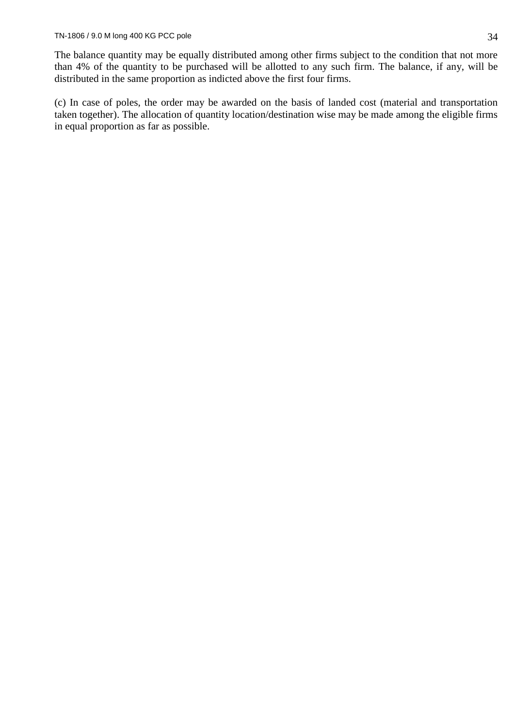The balance quantity may be equally distributed among other firms subject to the condition that not more than 4% of the quantity to be purchased will be allotted to any such firm. The balance, if any, will be distributed in the same proportion as indicted above the first four firms.

(c) In case of poles, the order may be awarded on the basis of landed cost (material and transportation taken together). The allocation of quantity location/destination wise may be made among the eligible firms in equal proportion as far as possible.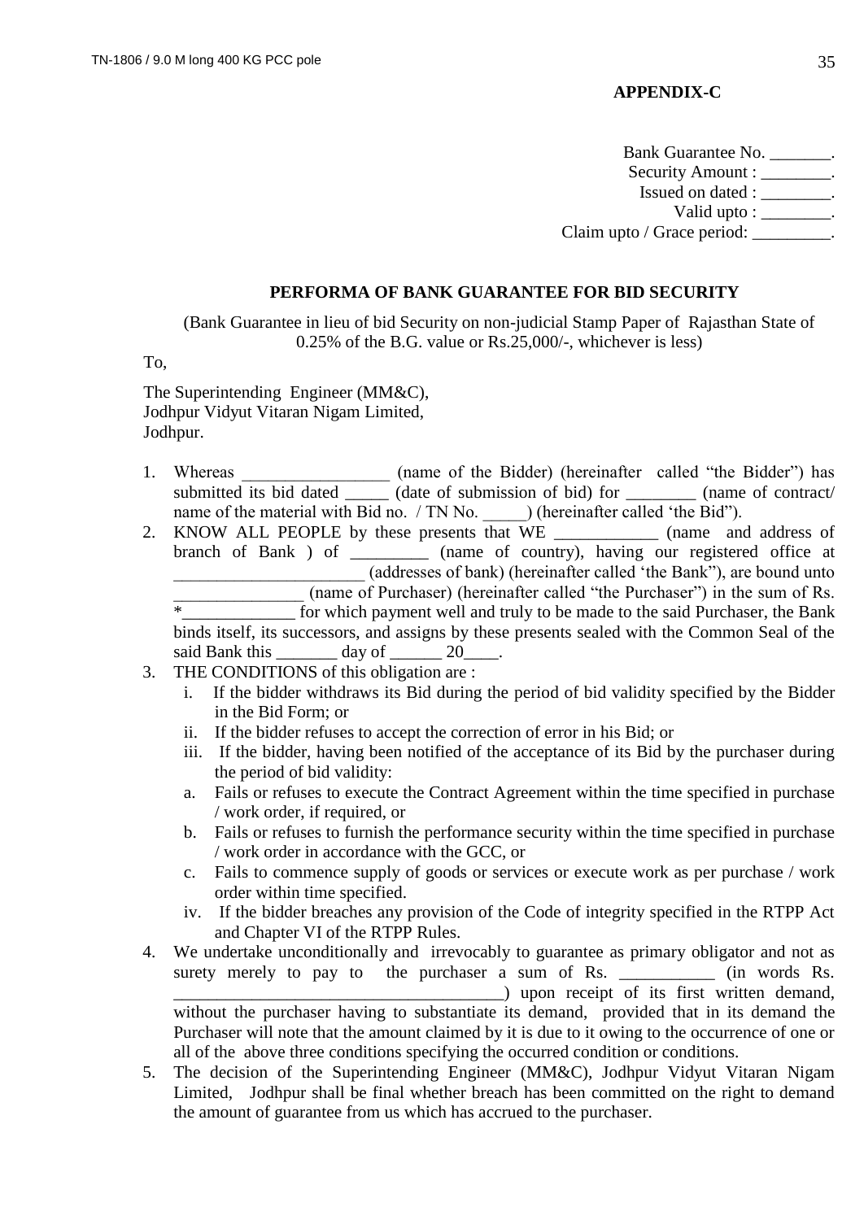**APPENDIX-C**

Bank Guarantee No. _______.
Security Amount : ________.
Issued on dated : ________.
Valid upto : ________.
Claim upto / Grace period: _________.

**PERFORMA OF BANK GUARANTEE FOR BID SECURITY**

(Bank Guarantee in lieu of bid Security on non-judicial Stamp Paper of Rajasthan State of 0.25% of the B.G. value or Rs.25,000/-, whichever is less)

To,

The Superintending Engineer (MM&C),
Jodhpur Vidyut Vitaran Nigam Limited,
Jodhpur.

1. Whereas _________________ (name of the Bidder) (hereinafter called "the Bidder") has submitted its bid dated _____ (date of submission of bid) for ________ (name of contract/ name of the material with Bid no. / TN No. _____) (hereinafter called 'the Bid").
2. KNOW ALL PEOPLE by these presents that WE ____________ (name and address of branch of Bank ) of _________ (name of country), having our registered office at ______________________ (addresses of bank) (hereinafter called 'the Bank"), are bound unto _______________ (name of Purchaser) (hereinafter called "the Purchaser") in the sum of Rs. *_____________ for which payment well and truly to be made to the said Purchaser, the Bank binds itself, its successors, and assigns by these presents sealed with the Common Seal of the said Bank this _______ day of ______ 20____.
3. THE CONDITIONS of this obligation are :
   i. If the bidder withdraws its Bid during the period of bid validity specified by the Bidder in the Bid Form; or
   ii. If the bidder refuses to accept the correction of error in his Bid; or
   iii. If the bidder, having been notified of the acceptance of its Bid by the purchaser during the period of bid validity:
   a. Fails or refuses to execute the Contract Agreement within the time specified in purchase / work order, if required, or
   b. Fails or refuses to furnish the performance security within the time specified in purchase / work order in accordance with the GCC, or
   c. Fails to commence supply of goods or services or execute work as per purchase / work order within time specified.
   iv. If the bidder breaches any provision of the Code of integrity specified in the RTPP Act and Chapter VI of the RTPP Rules.
4. We undertake unconditionally and irrevocably to guarantee as primary obligator and not as surety merely to pay to the purchaser a sum of Rs. ___________ (in words Rs. ______________________________________) upon receipt of its first written demand, without the purchaser having to substantiate its demand, provided that in its demand the Purchaser will note that the amount claimed by it is due to it owing to the occurrence of one or all of the above three conditions specifying the occurred condition or conditions.
5. The decision of the Superintending Engineer (MM&C), Jodhpur Vidyut Vitaran Nigam Limited, Jodhpur shall be final whether breach has been committed on the right to demand the amount of guarantee from us which has accrued to the purchaser.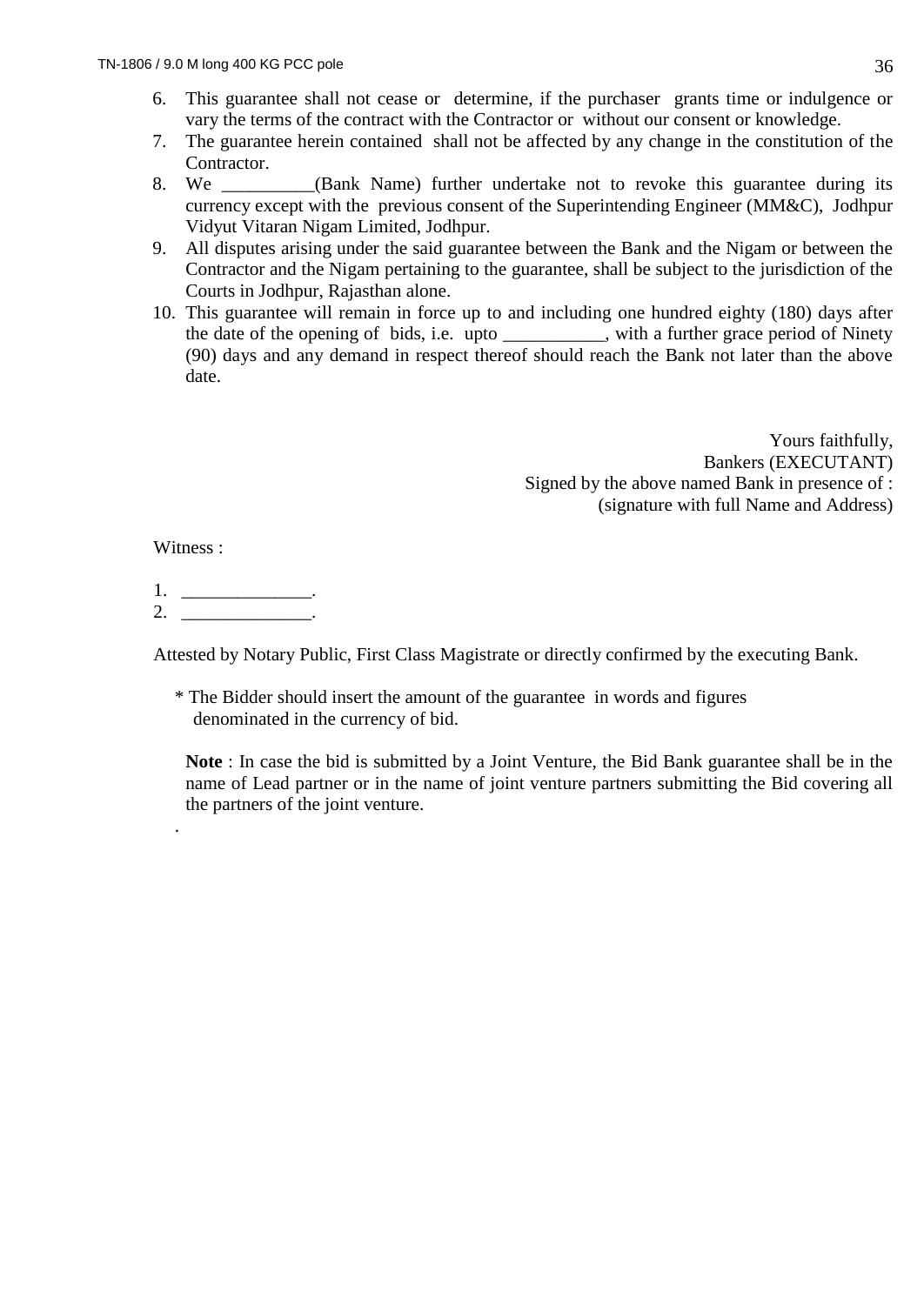6. This guarantee shall not cease or determine, if the purchaser grants time or indulgence or vary the terms of the contract with the Contractor or without our consent or knowledge.
7. The guarantee herein contained shall not be affected by any change in the constitution of the Contractor.
8. We __________(Bank Name) further undertake not to revoke this guarantee during its currency except with the previous consent of the Superintending Engineer (MM&C), Jodhpur Vidyut Vitaran Nigam Limited, Jodhpur.
9. All disputes arising under the said guarantee between the Bank and the Nigam or between the Contractor and the Nigam pertaining to the guarantee, shall be subject to the jurisdiction of the Courts in Jodhpur, Rajasthan alone.
10. This guarantee will remain in force up to and including one hundred eighty (180) days after the date of the opening of bids, i.e. upto ___________, with a further grace period of Ninety (90) days and any demand in respect thereof should reach the Bank not later than the above date.

Yours faithfully,
Bankers (EXECUTANT)
Signed by the above named Bank in presence of :
(signature with full Name and Address)

Witness :

1. ______________.
2. ______________.

Attested by Notary Public, First Class Magistrate or directly confirmed by the executing Bank.

* The Bidder should insert the amount of the guarantee in words and figures denominated in the currency of bid.

**Note** : In case the bid is submitted by a Joint Venture, the Bid Bank guarantee shall be in the name of Lead partner or in the name of joint venture partners submitting the Bid covering all the partners of the joint venture.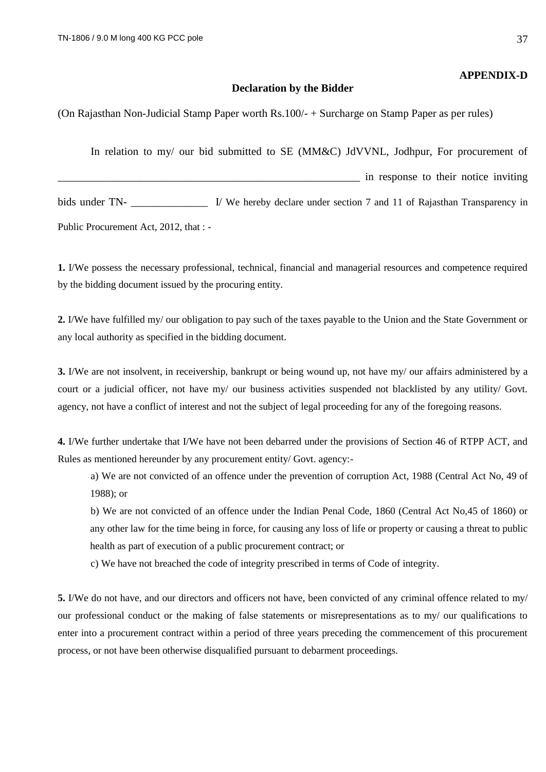**APPENDIX-D**

## Declaration by the Bidder

(On Rajasthan Non-Judicial Stamp Paper worth Rs.100/- + Surcharge on Stamp Paper as per rules)

In relation to my/ our bid submitted to SE (MM&C) JdVVNL, Jodhpur, For procurement of ___________________________________________________________ in response to their notice inviting bids under TN- ______________ I/ We hereby declare under section 7 and 11 of Rajasthan Transparency in Public Procurement Act, 2012, that : -

**1.** I/We possess the necessary professional, technical, financial and managerial resources and competence required by the bidding document issued by the procuring entity.

**2.** I/We have fulfilled my/ our obligation to pay such of the taxes payable to the Union and the State Government or any local authority as specified in the bidding document.

**3.** I/We are not insolvent, in receivership, bankrupt or being wound up, not have my/ our affairs administered by a court or a judicial officer, not have my/ our business activities suspended not blacklisted by any utility/ Govt. agency, not have a conflict of interest and not the subject of legal proceeding for any of the foregoing reasons.

**4.** I/We further undertake that I/We have not been debarred under the provisions of Section 46 of RTPP ACT, and Rules as mentioned hereunder by any procurement entity/ Govt. agency:-

a) We are not convicted of an offence under the prevention of corruption Act, 1988 (Central Act No, 49 of 1988); or

b) We are not convicted of an offence under the Indian Penal Code, 1860 (Central Act No,45 of 1860) or any other law for the time being in force, for causing any loss of life or property or causing a threat to public health as part of execution of a public procurement contract; or

c) We have not breached the code of integrity prescribed in terms of Code of integrity.

**5.** I/We do not have, and our directors and officers not have, been convicted of any criminal offence related to my/ our professional conduct or the making of false statements or misrepresentations as to my/ our qualifications to enter into a procurement contract within a period of three years preceding the commencement of this procurement process, or not have been otherwise disqualified pursuant to debarment proceedings.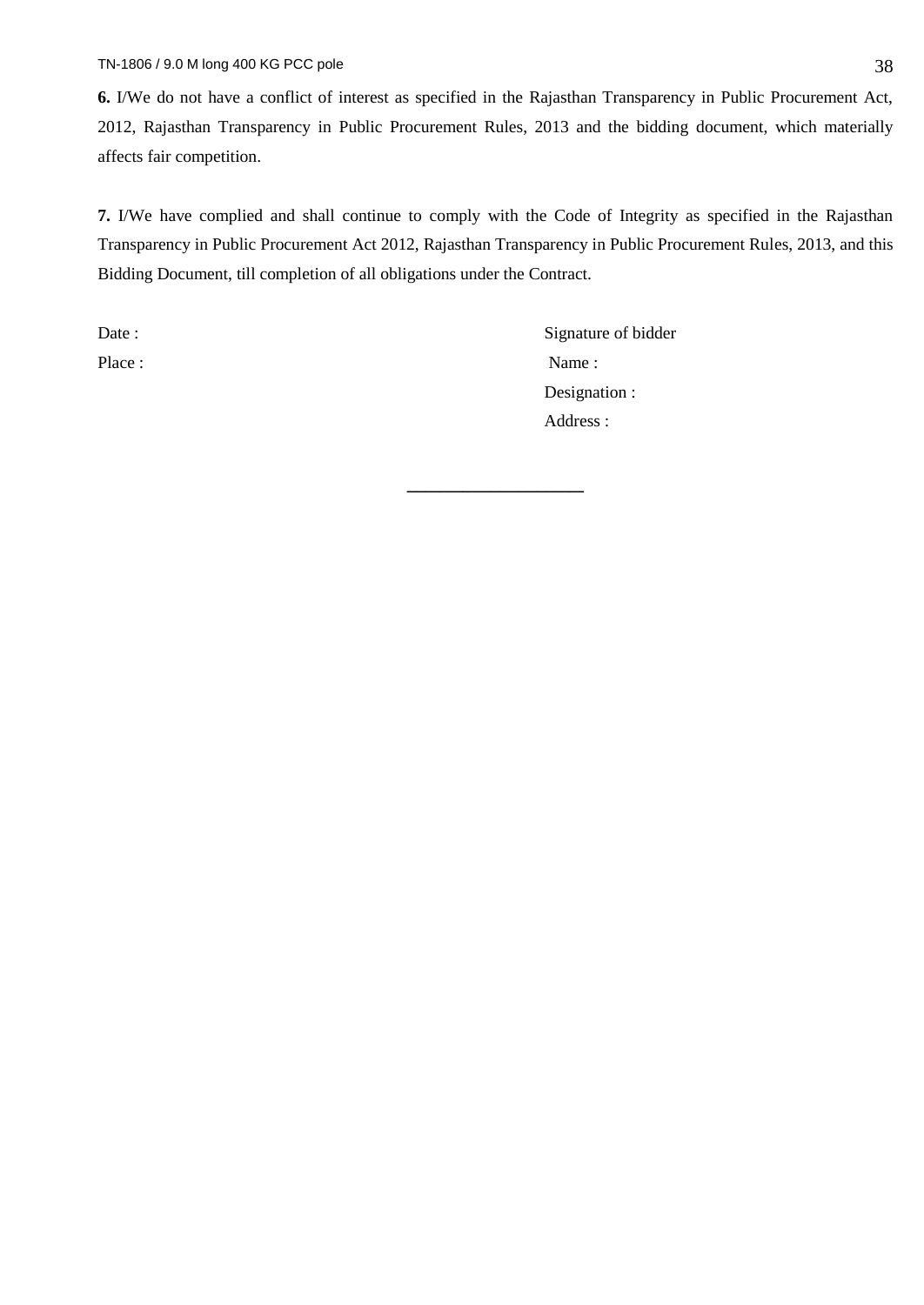**6.** I/We do not have a conflict of interest as specified in the Rajasthan Transparency in Public Procurement Act, 2012, Rajasthan Transparency in Public Procurement Rules, 2013 and the bidding document, which materially affects fair competition.

**7.** I/We have complied and shall continue to comply with the Code of Integrity as specified in the Rajasthan Transparency in Public Procurement Act 2012, Rajasthan Transparency in Public Procurement Rules, 2013, and this Bidding Document, till completion of all obligations under the Contract.

Date :

Place :

Signature of bidder

Name :

Designation :

Address :

---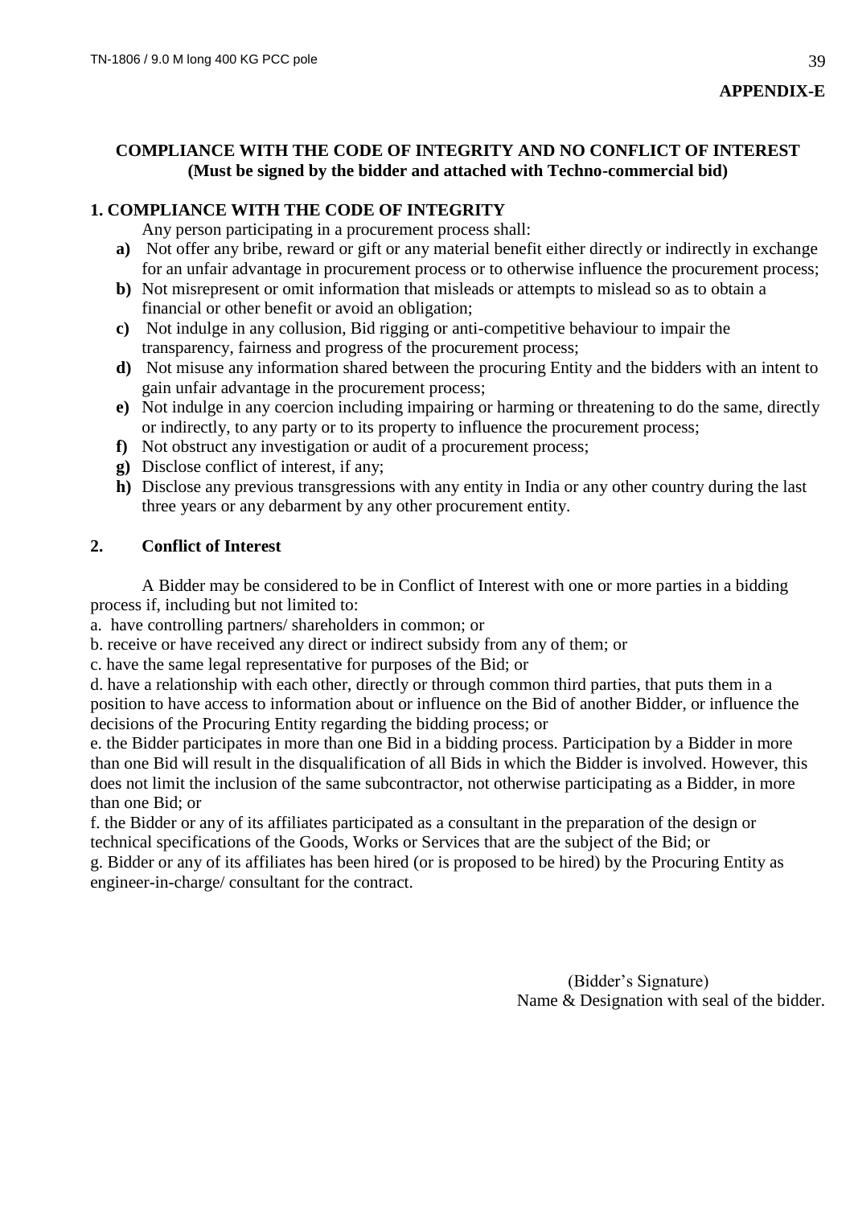**APPENDIX-E**

## COMPLIANCE WITH THE CODE OF INTEGRITY AND NO CONFLICT OF INTEREST

**(Must be signed by the bidder and attached with Techno-commercial bid)**

### 1. COMPLIANCE WITH THE CODE OF INTEGRITY

Any person participating in a procurement process shall:

- **a)** Not offer any bribe, reward or gift or any material benefit either directly or indirectly in exchange for an unfair advantage in procurement process or to otherwise influence the procurement process;
- **b)** Not misrepresent or omit information that misleads or attempts to mislead so as to obtain a financial or other benefit or avoid an obligation;
- **c)** Not indulge in any collusion, Bid rigging or anti-competitive behaviour to impair the transparency, fairness and progress of the procurement process;
- **d)** Not misuse any information shared between the procuring Entity and the bidders with an intent to gain unfair advantage in the procurement process;
- **e)** Not indulge in any coercion including impairing or harming or threatening to do the same, directly or indirectly, to any party or to its property to influence the procurement process;
- **f)** Not obstruct any investigation or audit of a procurement process;
- **g)** Disclose conflict of interest, if any;
- **h)** Disclose any previous transgressions with any entity in India or any other country during the last three years or any debarment by any other procurement entity.

### 2. Conflict of Interest

A Bidder may be considered to be in Conflict of Interest with one or more parties in a bidding process if, including but not limited to:

a. have controlling partners/ shareholders in common; or

b. receive or have received any direct or indirect subsidy from any of them; or

c. have the same legal representative for purposes of the Bid; or

d. have a relationship with each other, directly or through common third parties, that puts them in a position to have access to information about or influence on the Bid of another Bidder, or influence the decisions of the Procuring Entity regarding the bidding process; or

e. the Bidder participates in more than one Bid in a bidding process. Participation by a Bidder in more than one Bid will result in the disqualification of all Bids in which the Bidder is involved. However, this does not limit the inclusion of the same subcontractor, not otherwise participating as a Bidder, in more than one Bid; or

f. the Bidder or any of its affiliates participated as a consultant in the preparation of the design or technical specifications of the Goods, Works or Services that are the subject of the Bid; or

g. Bidder or any of its affiliates has been hired (or is proposed to be hired) by the Procuring Entity as engineer-in-charge/ consultant for the contract.

(Bidder's Signature)

Name & Designation with seal of the bidder.